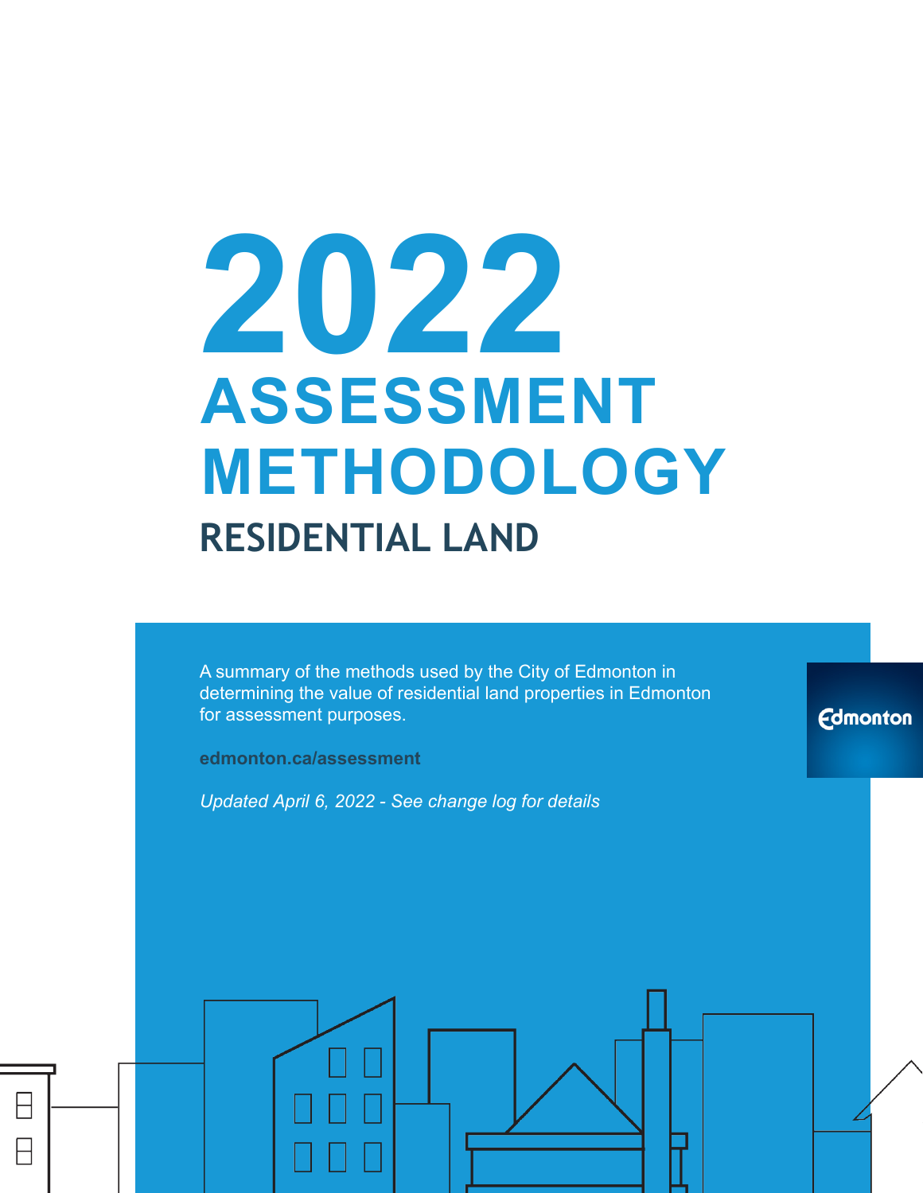# 2022 ASSESSMENT METHODOLOGY

## RESIDENTIAL LAND

A summary of the methods used by the City of Edmonton in determining the value of residential land properties in Edmonton for assessment purposes.

**edmonton.ca/assessment**

*Updated April 6, 2022 - See change log for details*

Edmonton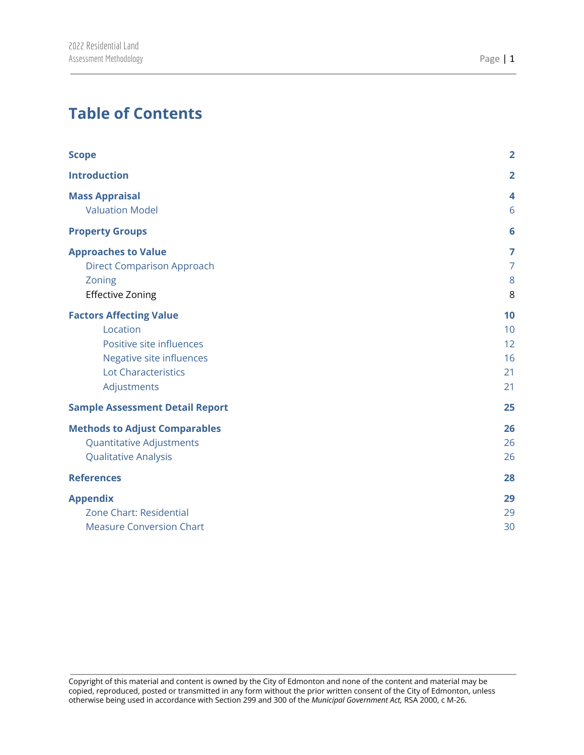# Table of Contents

| | |
|---|---|
| **Scope** | **2** |
| **Introduction** | **2** |
| **Mass Appraisal** | **4** |
| Valuation Model | 6 |
| **Property Groups** | **6** |
| **Approaches to Value** | **7** |
| Direct Comparison Approach | 7 |
| Zoning | 8 |
| Effective Zoning | 8 |
| **Factors Affecting Value** | **10** |
| Location | 10 |
| Positive site influences | 12 |
| Negative site influences | 16 |
| Lot Characteristics | 21 |
| Adjustments | 21 |
| **Sample Assessment Detail Report** | **25** |
| **Methods to Adjust Comparables** | **26** |
| Quantitative Adjustments | 26 |
| Qualitative Analysis | 26 |
| **References** | **28** |
| **Appendix** | **29** |
| Zone Chart: Residential | 29 |
| Measure Conversion Chart | 30 |

Copyright of this material and content is owned by the City of Edmonton and none of the content and material may be copied, reproduced, posted or transmitted in any form without the prior written consent of the City of Edmonton, unless otherwise being used in accordance with Section 299 and 300 of the *Municipal Government Act,* RSA 2000, c M-26.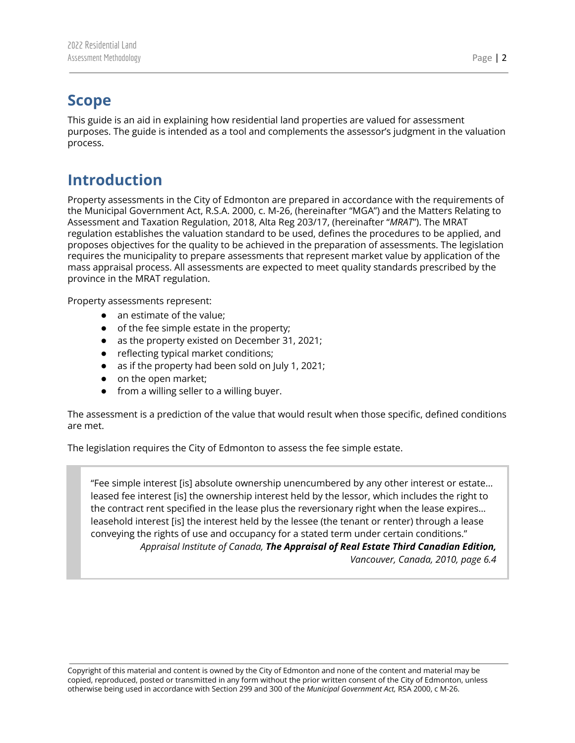## Scope

This guide is an aid in explaining how residential land properties are valued for assessment purposes. The guide is intended as a tool and complements the assessor's judgment in the valuation process.

## Introduction

Property assessments in the City of Edmonton are prepared in accordance with the requirements of the Municipal Government Act, R.S.A. 2000, c. M-26, (hereinafter "MGA") and the Matters Relating to Assessment and Taxation Regulation, 2018, Alta Reg 203/17, (hereinafter "*MRAT*"). The MRAT regulation establishes the valuation standard to be used, defines the procedures to be applied, and proposes objectives for the quality to be achieved in the preparation of assessments. The legislation requires the municipality to prepare assessments that represent market value by application of the mass appraisal process. All assessments are expected to meet quality standards prescribed by the province in the MRAT regulation.

Property assessments represent:

- an estimate of the value;
- of the fee simple estate in the property;
- as the property existed on December 31, 2021;
- reflecting typical market conditions;
- as if the property had been sold on July 1, 2021;
- on the open market;
- from a willing seller to a willing buyer.

The assessment is a prediction of the value that would result when those specific, defined conditions are met.

The legislation requires the City of Edmonton to assess the fee simple estate.

> "Fee simple interest [is] absolute ownership unencumbered by any other interest or estate… leased fee interest [is] the ownership interest held by the lessor, which includes the right to the contract rent specified in the lease plus the reversionary right when the lease expires… leasehold interest [is] the interest held by the lessee (the tenant or renter) through a lease conveying the rights of use and occupancy for a stated term under certain conditions."
>
> *Appraisal Institute of Canada, **The Appraisal of Real Estate Third Canadian Edition,** Vancouver, Canada, 2010, page 6.4*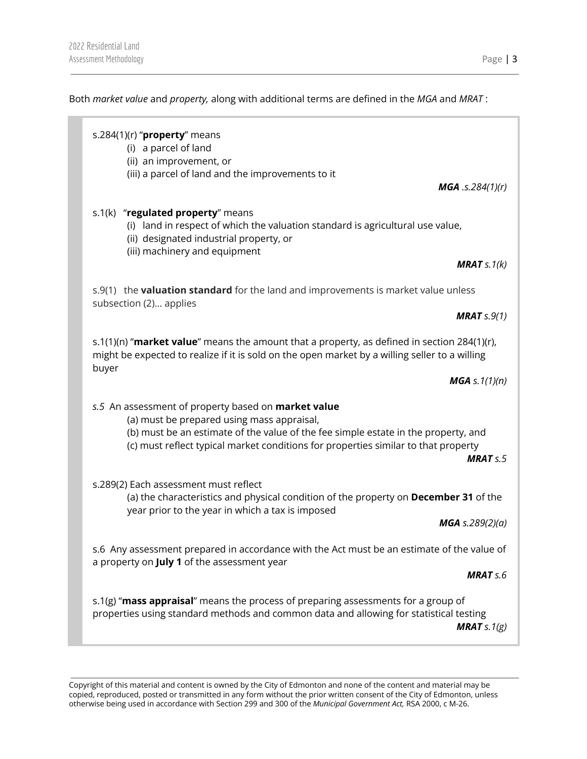Both *market value* and *property,* along with additional terms are defined in the *MGA* and *MRAT* :

> s.284(1)(r) "**property**" means
>
> (i) a parcel of land
> (ii) an improvement, or
> (iii) a parcel of land and the improvements to it
>
> ***MGA** .s.284(1)(r)*
>
> s.1(k) "**regulated property**" means
>
> (i) land in respect of which the valuation standard is agricultural use value,
> (ii) designated industrial property, or
> (iii) machinery and equipment
>
> ***MRAT** s.1(k)*
>
> s.9(1) the **valuation standard** for the land and improvements is market value unless subsection (2)… applies
>
> ***MRAT** s.9(1)*
>
> s.1(1)(n) "**market value**" means the amount that a property, as defined in section 284(1)(r), might be expected to realize if it is sold on the open market by a willing seller to a willing buyer
>
> ***MGA** s.1(1)(n)*
>
> *s.5* An assessment of property based on **market value**
>
> (a) must be prepared using mass appraisal,
> (b) must be an estimate of the value of the fee simple estate in the property, and
> (c) must reflect typical market conditions for properties similar to that property
>
> ***MRAT** s.5*
>
> s.289(2) Each assessment must reflect
>
> (a) the characteristics and physical condition of the property on **December 31** of the year prior to the year in which a tax is imposed
>
> ***MGA** s.289(2)(a)*
>
> s.6 Any assessment prepared in accordance with the Act must be an estimate of the value of a property on **July 1** of the assessment year
>
> ***MRAT** s.6*
>
> s.1(g) "**mass appraisal**" means the process of preparing assessments for a group of properties using standard methods and common data and allowing for statistical testing
>
> ***MRAT** s.1(g)*

Copyright of this material and content is owned by the City of Edmonton and none of the content and material may be copied, reproduced, posted or transmitted in any form without the prior written consent of the City of Edmonton, unless otherwise being used in accordance with Section 299 and 300 of the *Municipal Government Act,* RSA 2000, c M-26.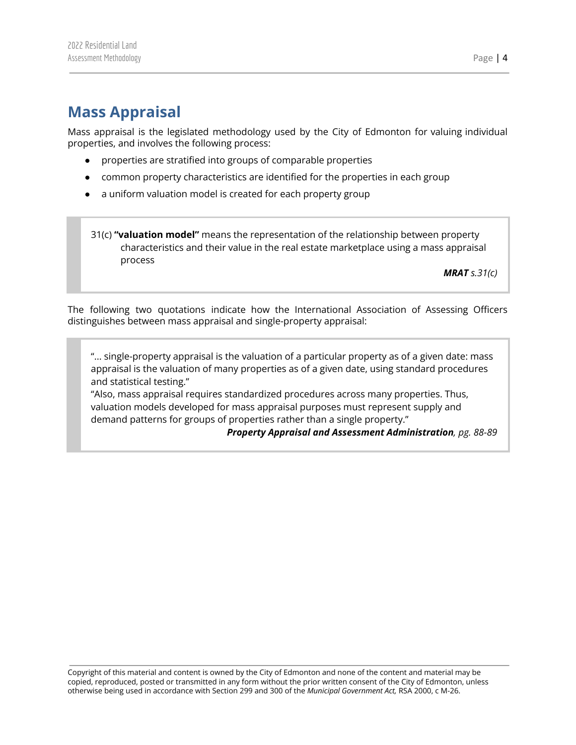## Mass Appraisal

Mass appraisal is the legislated methodology used by the City of Edmonton for valuing individual properties, and involves the following process:

- properties are stratified into groups of comparable properties
- common property characteristics are identified for the properties in each group
- a uniform valuation model is created for each property group

> 31(c) **"valuation model"** means the representation of the relationship between property characteristics and their value in the real estate marketplace using a mass appraisal process
>
> ***MRAT*** *s.31(c)*

The following two quotations indicate how the International Association of Assessing Officers distinguishes between mass appraisal and single-property appraisal:

> "... single-property appraisal is the valuation of a particular property as of a given date: mass appraisal is the valuation of many properties as of a given date, using standard procedures and statistical testing."
>
> "Also, mass appraisal requires standardized procedures across many properties. Thus, valuation models developed for mass appraisal purposes must represent supply and demand patterns for groups of properties rather than a single property."
>
> ***Property Appraisal and Assessment Administration****, pg. 88-89*

Copyright of this material and content is owned by the City of Edmonton and none of the content and material may be copied, reproduced, posted or transmitted in any form without the prior written consent of the City of Edmonton, unless otherwise being used in accordance with Section 299 and 300 of the *Municipal Government Act,* RSA 2000, c M-26.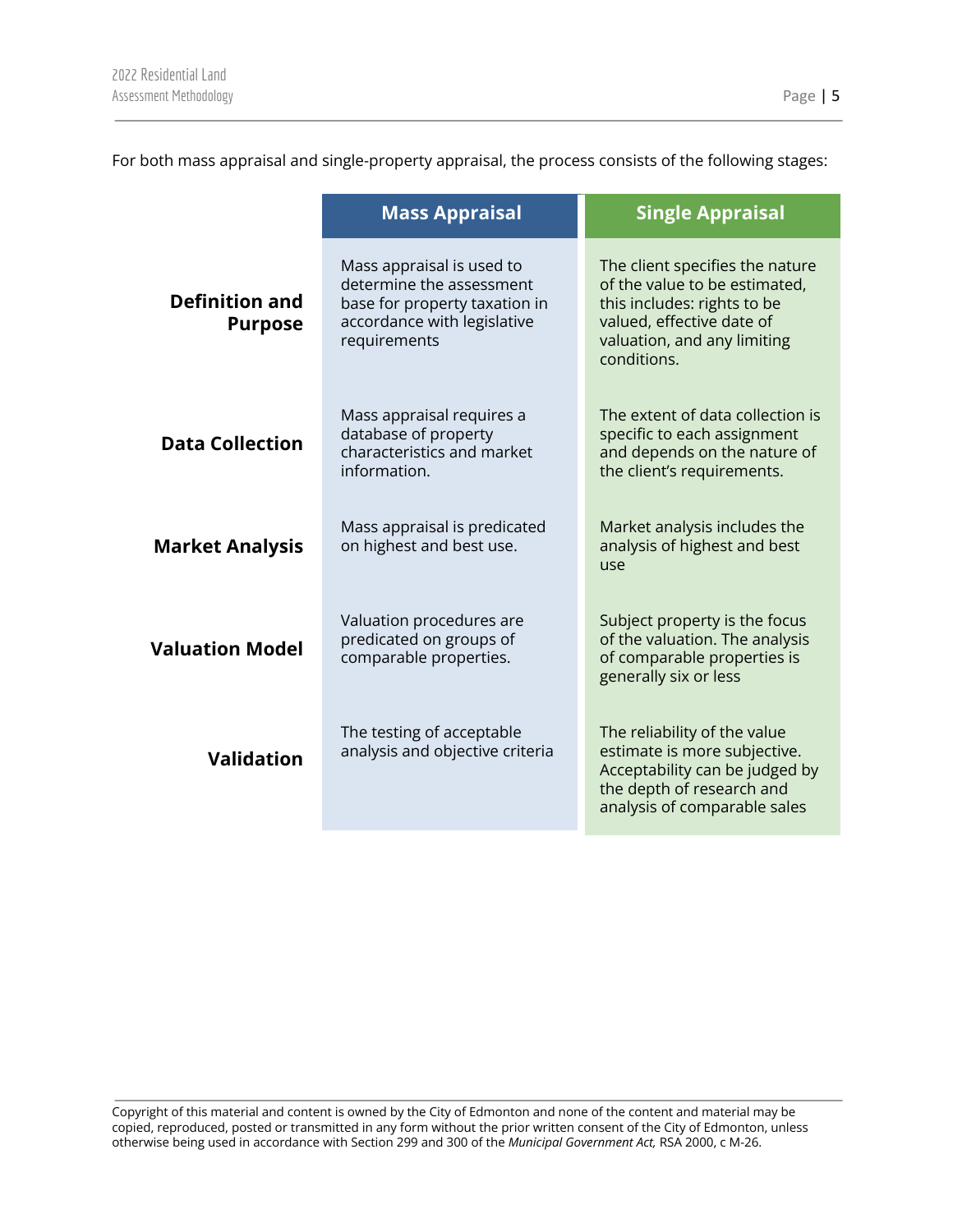For both mass appraisal and single-property appraisal, the process consists of the following stages:

| | Mass Appraisal | Single Appraisal |
|---|---|---|
| **Definition and Purpose** | Mass appraisal is used to determine the assessment base for property taxation in accordance with legislative requirements | The client specifies the nature of the value to be estimated, this includes: rights to be valued, effective date of valuation, and any limiting conditions. |
| **Data Collection** | Mass appraisal requires a database of property characteristics and market information. | The extent of data collection is specific to each assignment and depends on the nature of the client's requirements. |
| **Market Analysis** | Mass appraisal is predicated on highest and best use. | Market analysis includes the analysis of highest and best use |
| **Valuation Model** | Valuation procedures are predicated on groups of comparable properties. | Subject property is the focus of the valuation. The analysis of comparable properties is generally six or less |
| **Validation** | The testing of acceptable analysis and objective criteria | The reliability of the value estimate is more subjective. Acceptability can be judged by the depth of research and analysis of comparable sales |

Copyright of this material and content is owned by the City of Edmonton and none of the content and material may be copied, reproduced, posted or transmitted in any form without the prior written consent of the City of Edmonton, unless otherwise being used in accordance with Section 299 and 300 of the *Municipal Government Act,* RSA 2000, c M-26.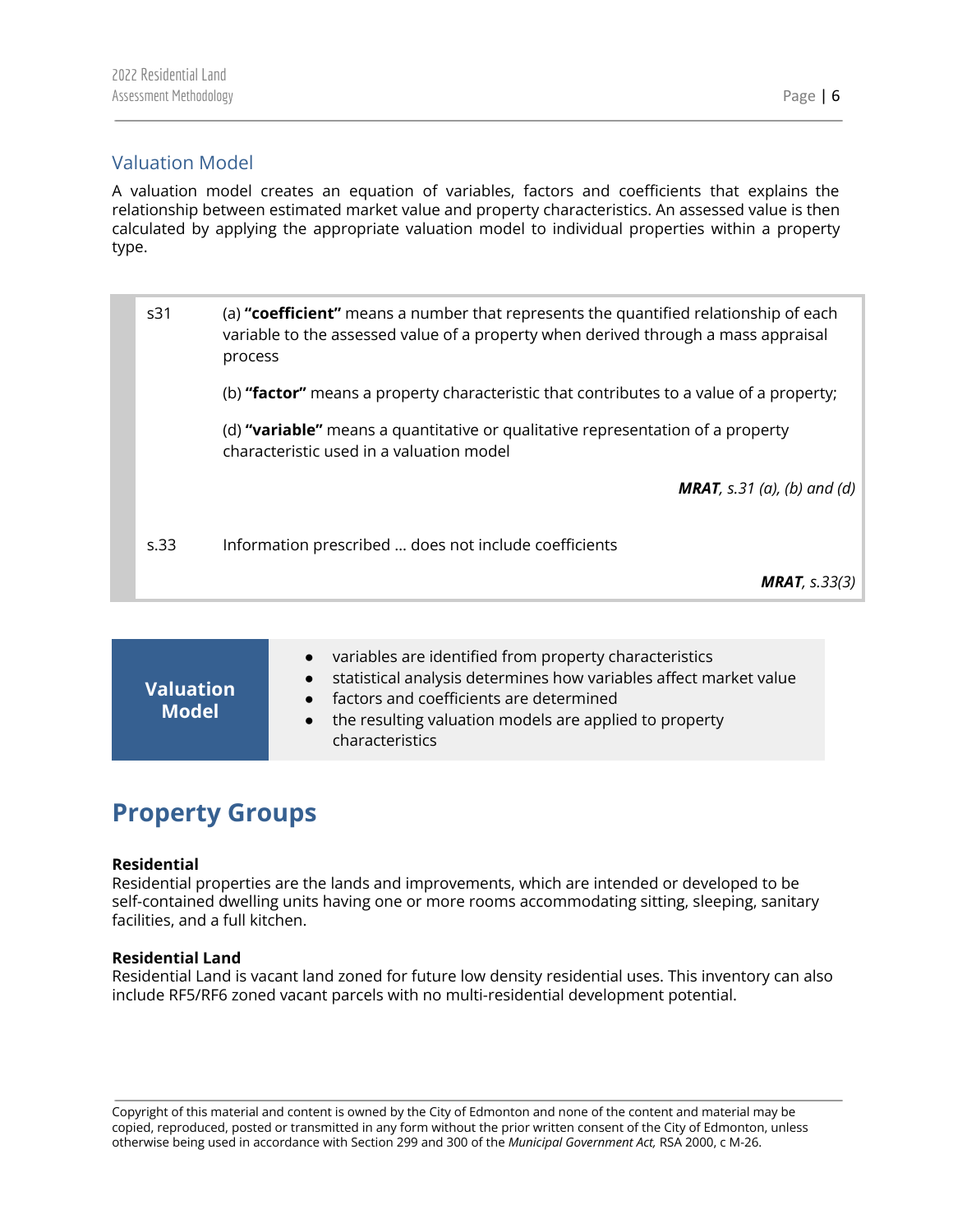## Valuation Model

A valuation model creates an equation of variables, factors and coefficients that explains the relationship between estimated market value and property characteristics. An assessed value is then calculated by applying the appropriate valuation model to individual properties within a property type.

| | |
|---|---|
| s31 | (a) **"coefficient"** means a number that represents the quantified relationship of each variable to the assessed value of a property when derived through a mass appraisal process<br><br>(b) **"factor"** means a property characteristic that contributes to a value of a property;<br><br>(d) **"variable"** means a quantitative or qualitative representation of a property characteristic used in a valuation model<br><br>***MRAT**, s.31 (a), (b) and (d)* |
| s.33 | Information prescribed … does not include coefficients<br><br>***MRAT**, s.33(3)* |

| **Valuation Model** | |
|---|---|
| | • variables are identified from property characteristics<br>• statistical analysis determines how variables affect market value<br>• factors and coefficients are determined<br>• the resulting valuation models are applied to property characteristics |

# Property Groups

**Residential**
Residential properties are the lands and improvements, which are intended or developed to be self-contained dwelling units having one or more rooms accommodating sitting, sleeping, sanitary facilities, and a full kitchen.

**Residential Land**
Residential Land is vacant land zoned for future low density residential uses. This inventory can also include RF5/RF6 zoned vacant parcels with no multi-residential development potential.

Copyright of this material and content is owned by the City of Edmonton and none of the content and material may be copied, reproduced, posted or transmitted in any form without the prior written consent of the City of Edmonton, unless otherwise being used in accordance with Section 299 and 300 of the *Municipal Government Act,* RSA 2000, c M-26.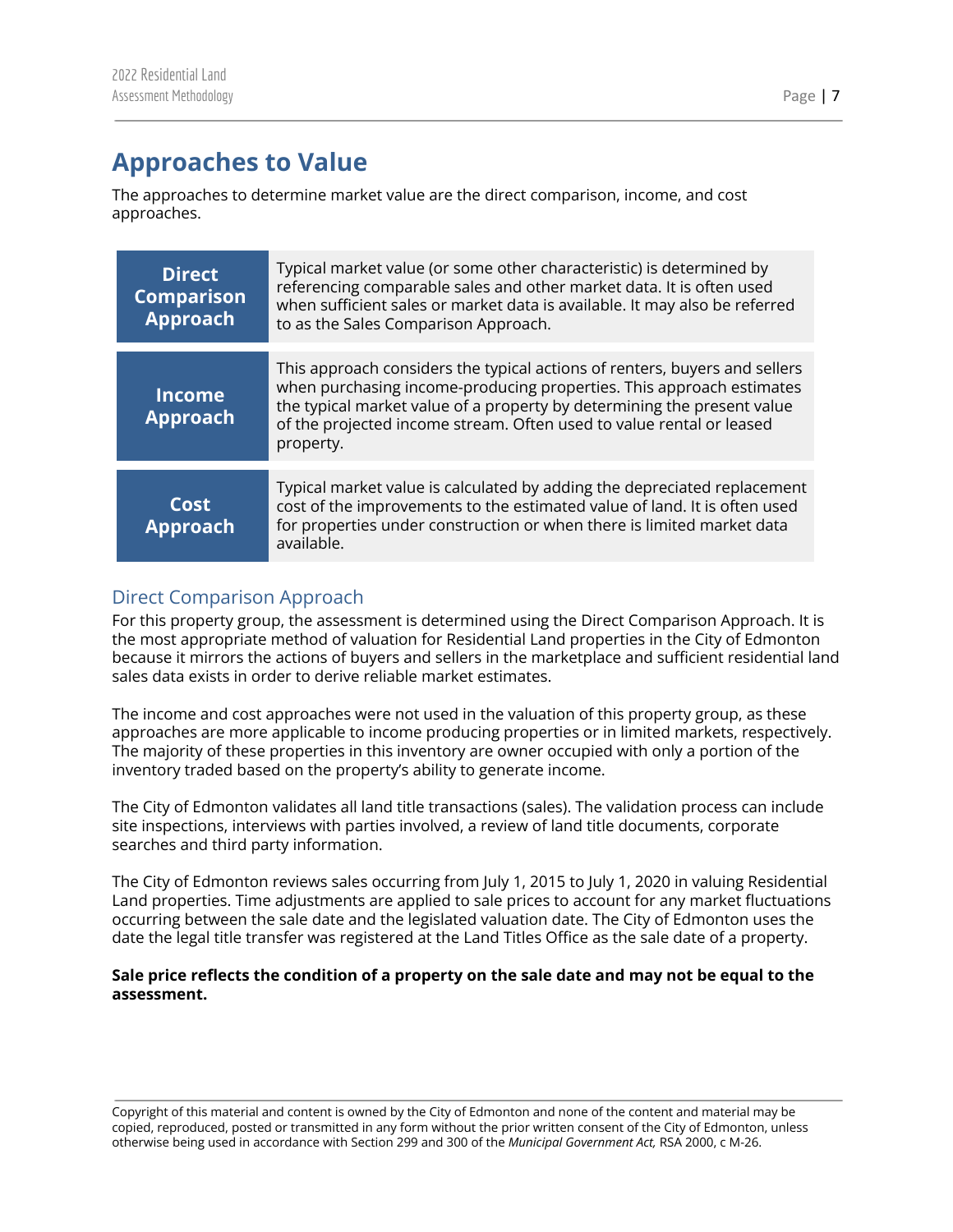# Approaches to Value

The approaches to determine market value are the direct comparison, income, and cost approaches.

| Approach | Description |
|---|---|
| **Direct Comparison Approach** | Typical market value (or some other characteristic) is determined by referencing comparable sales and other market data. It is often used when sufficient sales or market data is available. It may also be referred to as the Sales Comparison Approach. |
| **Income Approach** | This approach considers the typical actions of renters, buyers and sellers when purchasing income-producing properties. This approach estimates the typical market value of a property by determining the present value of the projected income stream. Often used to value rental or leased property. |
| **Cost Approach** | Typical market value is calculated by adding the depreciated replacement cost of the improvements to the estimated value of land. It is often used for properties under construction or when there is limited market data available. |

## Direct Comparison Approach

For this property group, the assessment is determined using the Direct Comparison Approach. It is the most appropriate method of valuation for Residential Land properties in the City of Edmonton because it mirrors the actions of buyers and sellers in the marketplace and sufficient residential land sales data exists in order to derive reliable market estimates.

The income and cost approaches were not used in the valuation of this property group, as these approaches are more applicable to income producing properties or in limited markets, respectively. The majority of these properties in this inventory are owner occupied with only a portion of the inventory traded based on the property's ability to generate income.

The City of Edmonton validates all land title transactions (sales). The validation process can include site inspections, interviews with parties involved, a review of land title documents, corporate searches and third party information.

The City of Edmonton reviews sales occurring from July 1, 2015 to July 1, 2020 in valuing Residential Land properties. Time adjustments are applied to sale prices to account for any market fluctuations occurring between the sale date and the legislated valuation date. The City of Edmonton uses the date the legal title transfer was registered at the Land Titles Office as the sale date of a property.

**Sale price reflects the condition of a property on the sale date and may not be equal to the assessment.**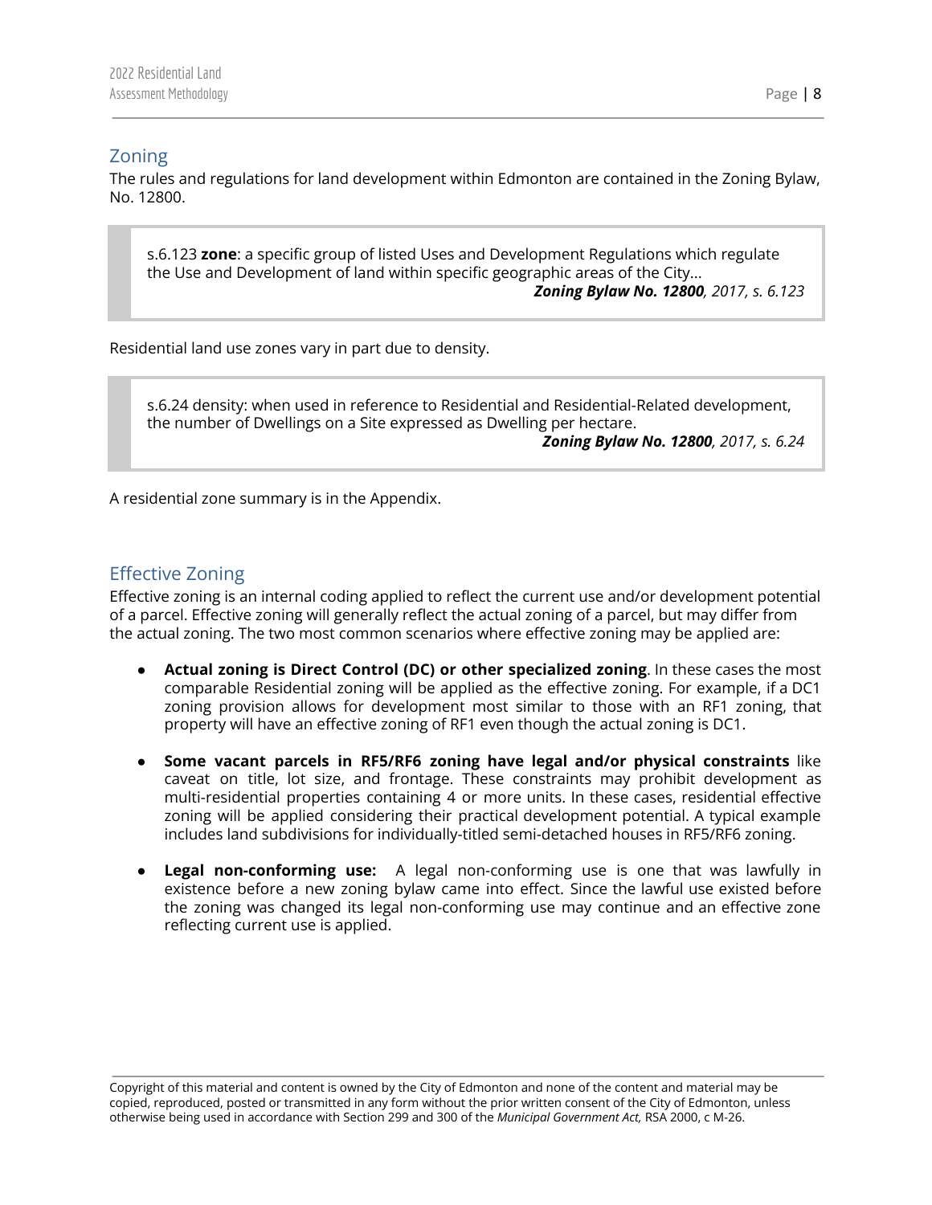## Zoning

The rules and regulations for land development within Edmonton are contained in the Zoning Bylaw, No. 12800.

> s.6.123 **zone**: a specific group of listed Uses and Development Regulations which regulate the Use and Development of land within specific geographic areas of the City...
>
> ***Zoning Bylaw No. 12800**, 2017, s. 6.123*

Residential land use zones vary in part due to density.

> s.6.24 density: when used in reference to Residential and Residential-Related development, the number of Dwellings on a Site expressed as Dwelling per hectare.
>
> ***Zoning Bylaw No. 12800**, 2017, s. 6.24*

A residential zone summary is in the Appendix.

## Effective Zoning

Effective zoning is an internal coding applied to reflect the current use and/or development potential of a parcel. Effective zoning will generally reflect the actual zoning of a parcel, but may differ from the actual zoning. The two most common scenarios where effective zoning may be applied are:

- **Actual zoning is Direct Control (DC) or other specialized zoning**. In these cases the most comparable Residential zoning will be applied as the effective zoning. For example, if a DC1 zoning provision allows for development most similar to those with an RF1 zoning, that property will have an effective zoning of RF1 even though the actual zoning is DC1.
- **Some vacant parcels in RF5/RF6 zoning have legal and/or physical constraints** like caveat on title, lot size, and frontage. These constraints may prohibit development as multi-residential properties containing 4 or more units. In these cases, residential effective zoning will be applied considering their practical development potential. A typical example includes land subdivisions for individually-titled semi-detached houses in RF5/RF6 zoning.
- **Legal non-conforming use:** A legal non-conforming use is one that was lawfully in existence before a new zoning bylaw came into effect. Since the lawful use existed before the zoning was changed its legal non-conforming use may continue and an effective zone reflecting current use is applied.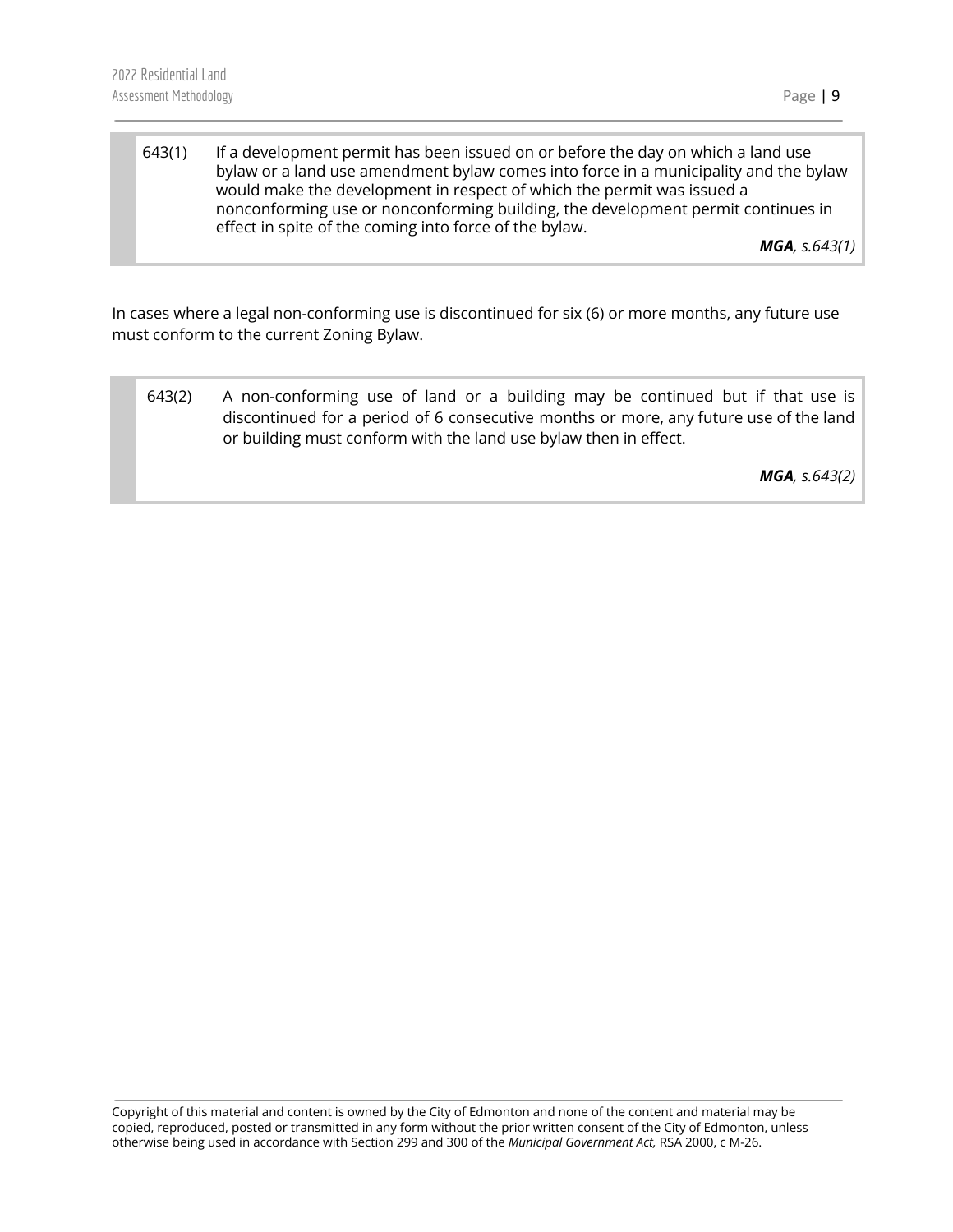> 643(1) If a development permit has been issued on or before the day on which a land use bylaw or a land use amendment bylaw comes into force in a municipality and the bylaw would make the development in respect of which the permit was issued a nonconforming use or nonconforming building, the development permit continues in effect in spite of the coming into force of the bylaw.
>
> ***MGA**, s.643(1)*

In cases where a legal non-conforming use is discontinued for six (6) or more months, any future use must conform to the current Zoning Bylaw.

> 643(2) A non-conforming use of land or a building may be continued but if that use is discontinued for a period of 6 consecutive months or more, any future use of the land or building must conform with the land use bylaw then in effect.
>
> ***MGA**, s.643(2)*

Copyright of this material and content is owned by the City of Edmonton and none of the content and material may be copied, reproduced, posted or transmitted in any form without the prior written consent of the City of Edmonton, unless otherwise being used in accordance with Section 299 and 300 of the *Municipal Government Act,* RSA 2000, c M-26.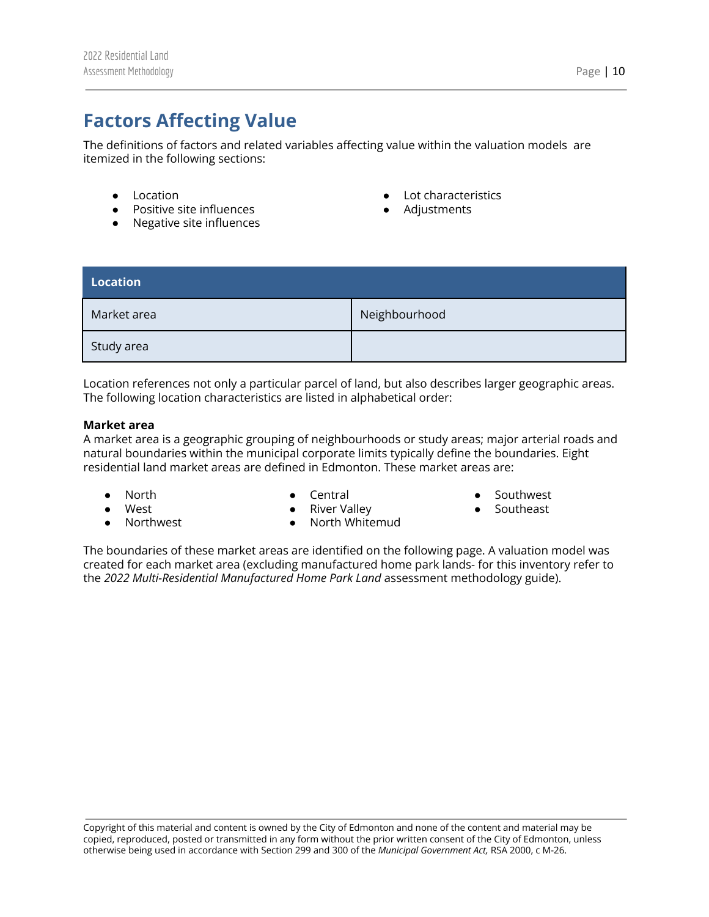# Factors Affecting Value

The definitions of factors and related variables affecting value within the valuation models are itemized in the following sections:

- Location
- Positive site influences
- Negative site influences
- Lot characteristics
- Adjustments

| Location | |
|---|---|
| Market area | Neighbourhood |
| Study area | |

Location references not only a particular parcel of land, but also describes larger geographic areas. The following location characteristics are listed in alphabetical order:

**Market area**
A market area is a geographic grouping of neighbourhoods or study areas; major arterial roads and natural boundaries within the municipal corporate limits typically define the boundaries. Eight residential land market areas are defined in Edmonton. These market areas are:

- North
- West
- Northwest
- Central
- River Valley
- North Whitemud
- Southwest
- Southeast

The boundaries of these market areas are identified on the following page. A valuation model was created for each market area (excluding manufactured home park lands- for this inventory refer to the *2022 Multi-Residential Manufactured Home Park Land* assessment methodology guide).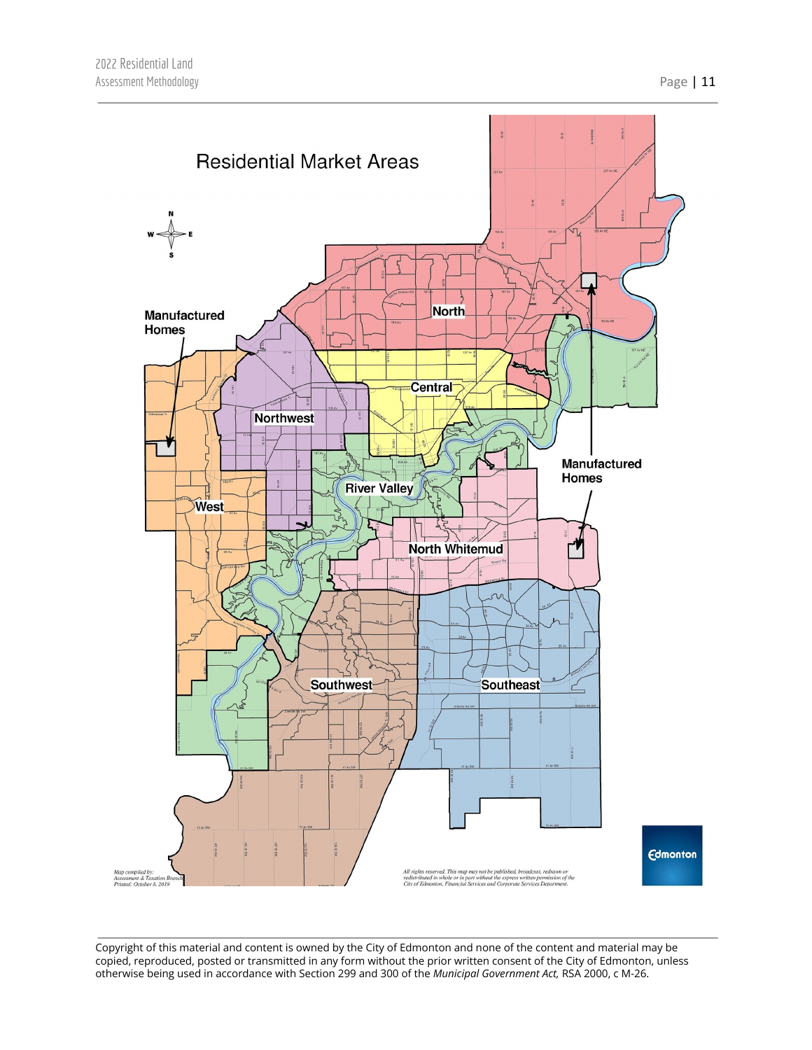## Residential Market Areas

N

W E

S

Manufactured Homes

North

Central

Northwest

West

River Valley

North Whitemud

Manufactured Homes

Southwest

Southeast

*Map compiled by: Assessment & Taxation Branch Printed: October 8, 2019*

*All rights reserved. This map may not be published, broadcast, redrawn or redistributed in whole or in part without the express written permission of the City of Edmonton, Financial Services and Corporate Services Department.*

Edmonton

Copyright of this material and content is owned by the City of Edmonton and none of the content and material may be copied, reproduced, posted or transmitted in any form without the prior written consent of the City of Edmonton, unless otherwise being used in accordance with Section 299 and 300 of the *Municipal Government Act,* RSA 2000, c M-26.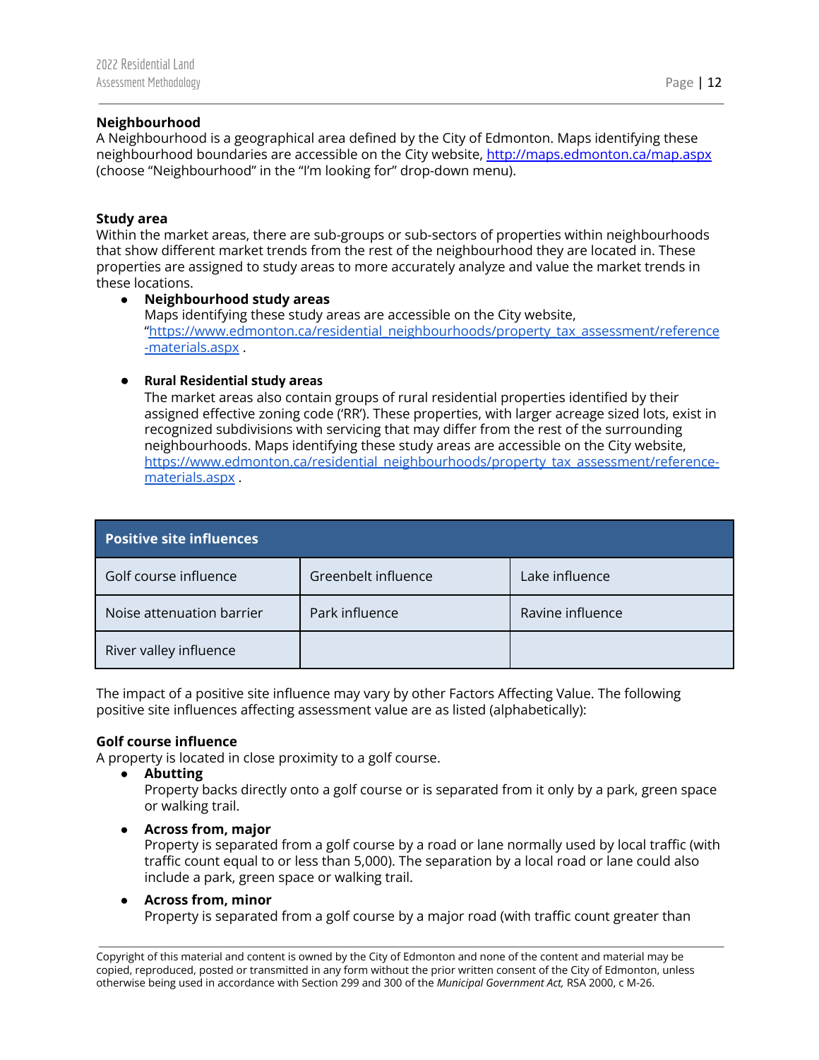**Neighbourhood**

A Neighbourhood is a geographical area defined by the City of Edmonton. Maps identifying these neighbourhood boundaries are accessible on the City website, http://maps.edmonton.ca/map.aspx (choose "Neighbourhood" in the "I'm looking for" drop-down menu).

**Study area**

Within the market areas, there are sub-groups or sub-sectors of properties within neighbourhoods that show different market trends from the rest of the neighbourhood they are located in. These properties are assigned to study areas to more accurately analyze and value the market trends in these locations.

- **Neighbourhood study areas**
  Maps identifying these study areas are accessible on the City website, "https://www.edmonton.ca/residential_neighbourhoods/property_tax_assessment/reference-materials.aspx .

- **Rural Residential study areas**
  The market areas also contain groups of rural residential properties identified by their assigned effective zoning code ('RR'). These properties, with larger acreage sized lots, exist in recognized subdivisions with servicing that may differ from the rest of the surrounding neighbourhoods. Maps identifying these study areas are accessible on the City website, https://www.edmonton.ca/residential_neighbourhoods/property_tax_assessment/reference-materials.aspx .

| Positive site influences | | |
|---|---|---|
| Golf course influence | Greenbelt influence | Lake influence |
| Noise attenuation barrier | Park influence | Ravine influence |
| River valley influence | | |

The impact of a positive site influence may vary by other Factors Affecting Value. The following positive site influences affecting assessment value are as listed (alphabetically):

**Golf course influence**

A property is located in close proximity to a golf course.

- **Abutting**
  Property backs directly onto a golf course or is separated from it only by a park, green space or walking trail.

- **Across from, major**
  Property is separated from a golf course by a road or lane normally used by local traffic (with traffic count equal to or less than 5,000). The separation by a local road or lane could also include a park, green space or walking trail.

- **Across from, minor**
  Property is separated from a golf course by a major road (with traffic count greater than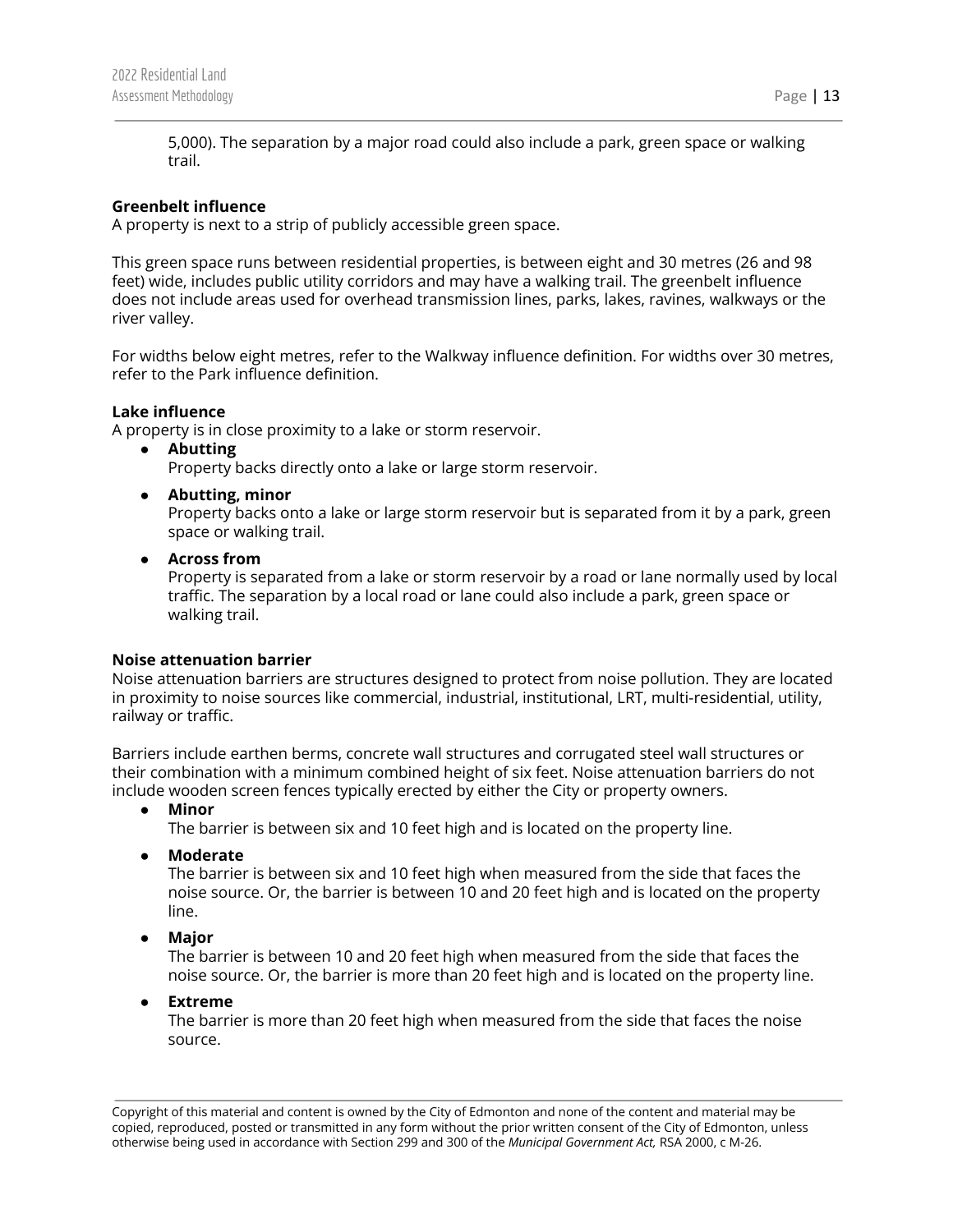5,000). The separation by a major road could also include a park, green space or walking trail.

**Greenbelt influence**
A property is next to a strip of publicly accessible green space.

This green space runs between residential properties, is between eight and 30 metres (26 and 98 feet) wide, includes public utility corridors and may have a walking trail. The greenbelt influence does not include areas used for overhead transmission lines, parks, lakes, ravines, walkways or the river valley.

For widths below eight metres, refer to the Walkway influence definition. For widths over 30 metres, refer to the Park influence definition.

**Lake influence**
A property is in close proximity to a lake or storm reservoir.

- **Abutting**
  Property backs directly onto a lake or large storm reservoir.
- **Abutting, minor**
  Property backs onto a lake or large storm reservoir but is separated from it by a park, green space or walking trail.
- **Across from**
  Property is separated from a lake or storm reservoir by a road or lane normally used by local traffic. The separation by a local road or lane could also include a park, green space or walking trail.

**Noise attenuation barrier**
Noise attenuation barriers are structures designed to protect from noise pollution. They are located in proximity to noise sources like commercial, industrial, institutional, LRT, multi-residential, utility, railway or traffic.

Barriers include earthen berms, concrete wall structures and corrugated steel wall structures or their combination with a minimum combined height of six feet. Noise attenuation barriers do not include wooden screen fences typically erected by either the City or property owners.

- **Minor**
  The barrier is between six and 10 feet high and is located on the property line.
- **Moderate**
  The barrier is between six and 10 feet high when measured from the side that faces the noise source. Or, the barrier is between 10 and 20 feet high and is located on the property line.
- **Major**
  The barrier is between 10 and 20 feet high when measured from the side that faces the noise source. Or, the barrier is more than 20 feet high and is located on the property line.
- **Extreme**
  The barrier is more than 20 feet high when measured from the side that faces the noise source.

Copyright of this material and content is owned by the City of Edmonton and none of the content and material may be copied, reproduced, posted or transmitted in any form without the prior written consent of the City of Edmonton, unless otherwise being used in accordance with Section 299 and 300 of the *Municipal Government Act,* RSA 2000, c M-26.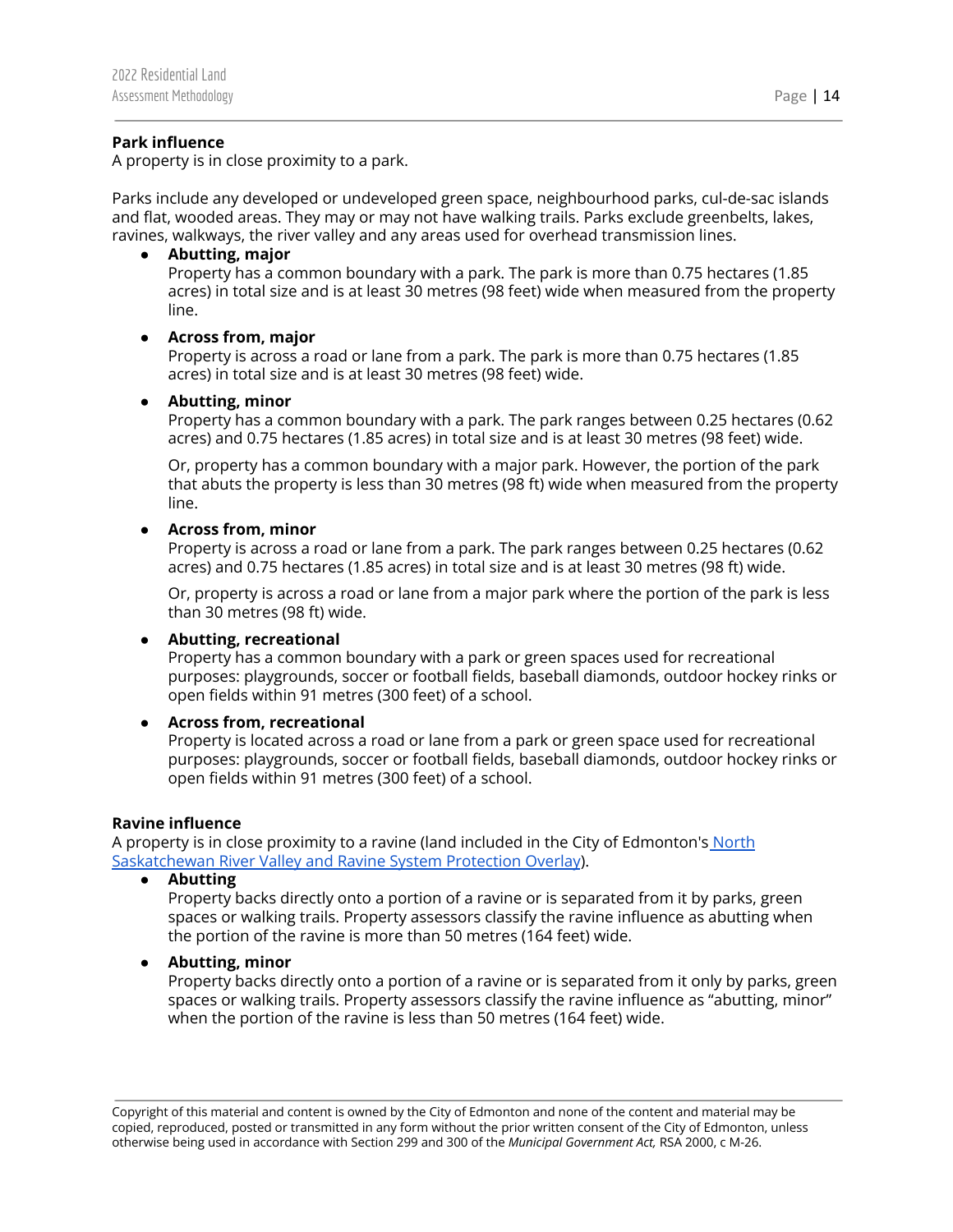**Park influence**

A property is in close proximity to a park.

Parks include any developed or undeveloped green space, neighbourhood parks, cul-de-sac islands and flat, wooded areas. They may or may not have walking trails. Parks exclude greenbelts, lakes, ravines, walkways, the river valley and any areas used for overhead transmission lines.

- **Abutting, major**
  Property has a common boundary with a park. The park is more than 0.75 hectares (1.85 acres) in total size and is at least 30 metres (98 feet) wide when measured from the property line.

- **Across from, major**
  Property is across a road or lane from a park. The park is more than 0.75 hectares (1.85 acres) in total size and is at least 30 metres (98 feet) wide.

- **Abutting, minor**
  Property has a common boundary with a park. The park ranges between 0.25 hectares (0.62 acres) and 0.75 hectares (1.85 acres) in total size and is at least 30 metres (98 feet) wide.

  Or, property has a common boundary with a major park. However, the portion of the park that abuts the property is less than 30 metres (98 ft) wide when measured from the property line.

- **Across from, minor**
  Property is across a road or lane from a park. The park ranges between 0.25 hectares (0.62 acres) and 0.75 hectares (1.85 acres) in total size and is at least 30 metres (98 ft) wide.

  Or, property is across a road or lane from a major park where the portion of the park is less than 30 metres (98 ft) wide.

- **Abutting, recreational**
  Property has a common boundary with a park or green spaces used for recreational purposes: playgrounds, soccer or football fields, baseball diamonds, outdoor hockey rinks or open fields within 91 metres (300 feet) of a school.

- **Across from, recreational**
  Property is located across a road or lane from a park or green space used for recreational purposes: playgrounds, soccer or football fields, baseball diamonds, outdoor hockey rinks or open fields within 91 metres (300 feet) of a school.

**Ravine influence**

A property is in close proximity to a ravine (land included in the City of Edmonton's North Saskatchewan River Valley and Ravine System Protection Overlay).

- **Abutting**
  Property backs directly onto a portion of a ravine or is separated from it by parks, green spaces or walking trails. Property assessors classify the ravine influence as abutting when the portion of the ravine is more than 50 metres (164 feet) wide.

- **Abutting, minor**
  Property backs directly onto a portion of a ravine or is separated from it only by parks, green spaces or walking trails. Property assessors classify the ravine influence as "abutting, minor" when the portion of the ravine is less than 50 metres (164 feet) wide.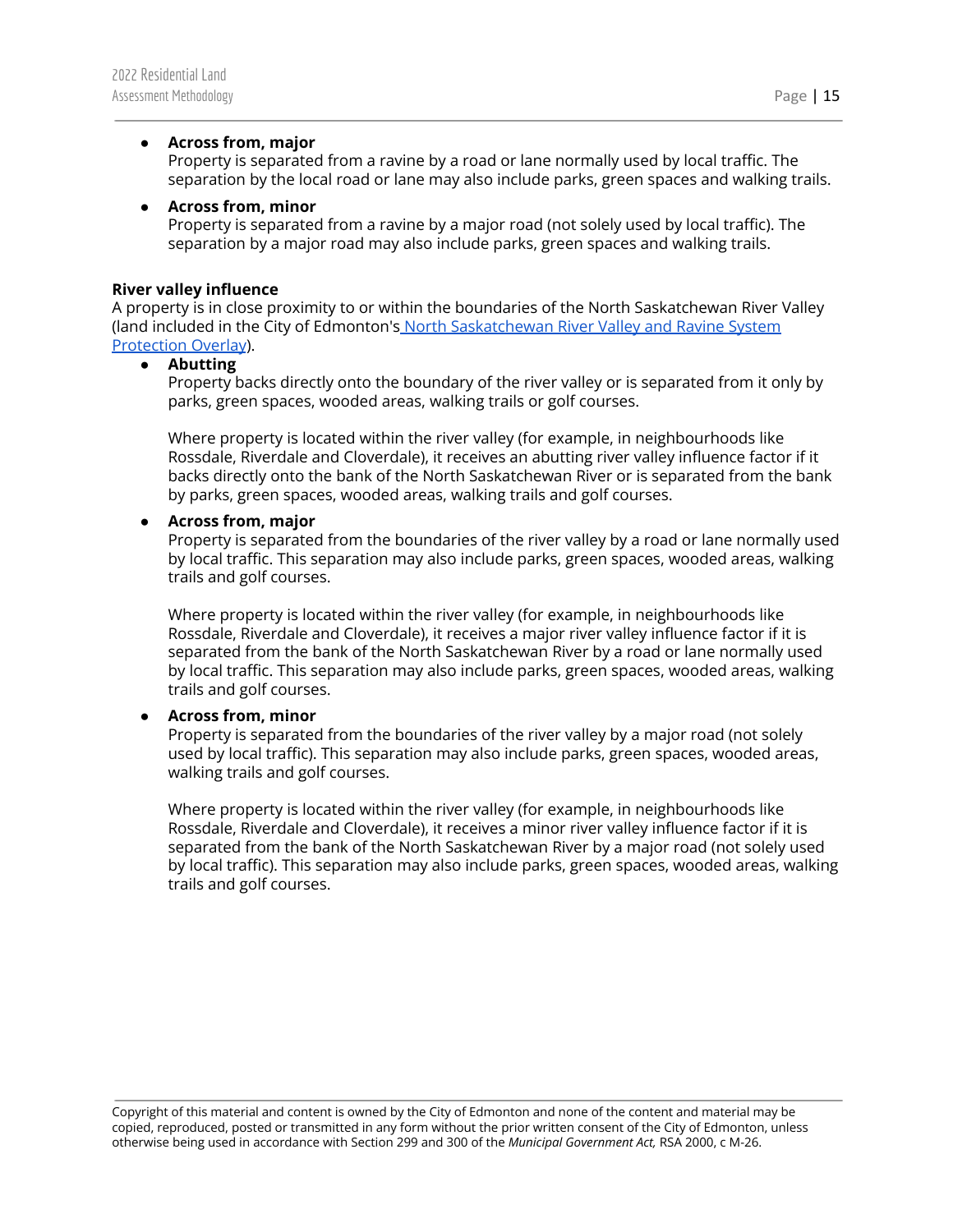- **Across from, major**
  Property is separated from a ravine by a road or lane normally used by local traffic. The separation by the local road or lane may also include parks, green spaces and walking trails.

- **Across from, minor**
  Property is separated from a ravine by a major road (not solely used by local traffic). The separation by a major road may also include parks, green spaces and walking trails.

**River valley influence**
A property is in close proximity to or within the boundaries of the North Saskatchewan River Valley (land included in the City of Edmonton's North Saskatchewan River Valley and Ravine System Protection Overlay).

- **Abutting**
  Property backs directly onto the boundary of the river valley or is separated from it only by parks, green spaces, wooded areas, walking trails or golf courses.

  Where property is located within the river valley (for example, in neighbourhoods like Rossdale, Riverdale and Cloverdale), it receives an abutting river valley influence factor if it backs directly onto the bank of the North Saskatchewan River or is separated from the bank by parks, green spaces, wooded areas, walking trails and golf courses.

- **Across from, major**
  Property is separated from the boundaries of the river valley by a road or lane normally used by local traffic. This separation may also include parks, green spaces, wooded areas, walking trails and golf courses.

  Where property is located within the river valley (for example, in neighbourhoods like Rossdale, Riverdale and Cloverdale), it receives a major river valley influence factor if it is separated from the bank of the North Saskatchewan River by a road or lane normally used by local traffic. This separation may also include parks, green spaces, wooded areas, walking trails and golf courses.

- **Across from, minor**
  Property is separated from the boundaries of the river valley by a major road (not solely used by local traffic). This separation may also include parks, green spaces, wooded areas, walking trails and golf courses.

  Where property is located within the river valley (for example, in neighbourhoods like Rossdale, Riverdale and Cloverdale), it receives a minor river valley influence factor if it is separated from the bank of the North Saskatchewan River by a major road (not solely used by local traffic). This separation may also include parks, green spaces, wooded areas, walking trails and golf courses.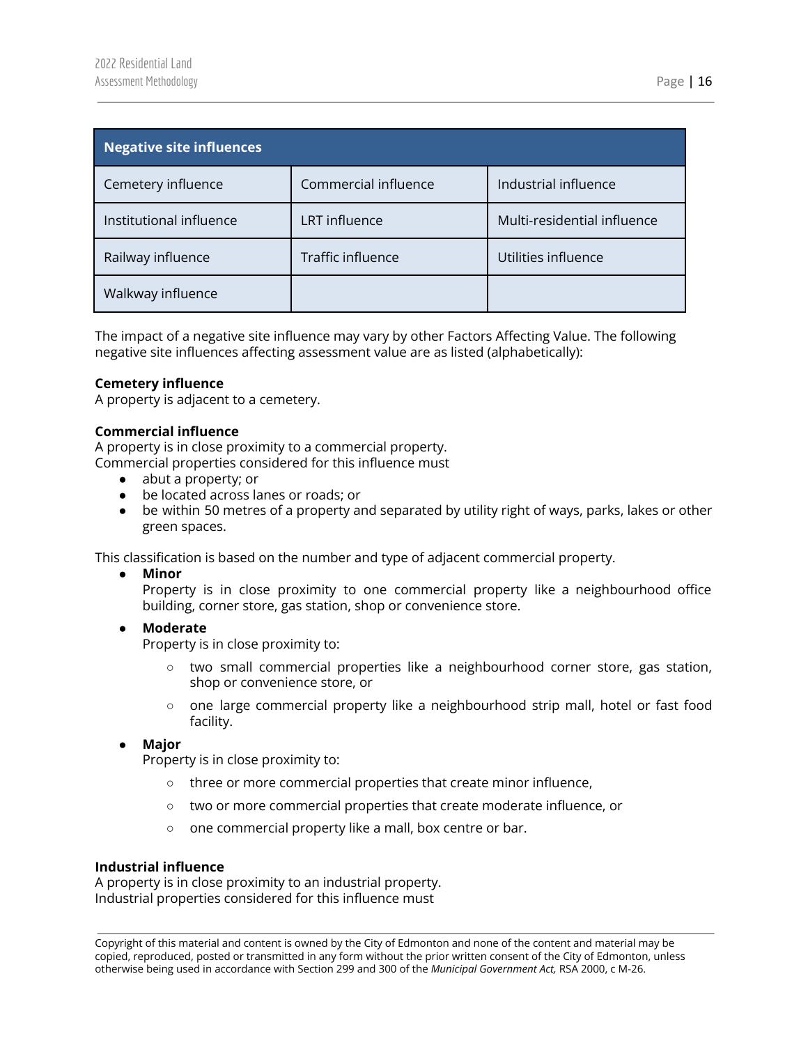| Negative site influences | | |
| --- | --- | --- |
| Cemetery influence | Commercial influence | Industrial influence |
| Institutional influence | LRT influence | Multi-residential influence |
| Railway influence | Traffic influence | Utilities influence |
| Walkway influence | | |

The impact of a negative site influence may vary by other Factors Affecting Value. The following negative site influences affecting assessment value are as listed (alphabetically):

**Cemetery influence**
A property is adjacent to a cemetery.

**Commercial influence**
A property is in close proximity to a commercial property.
Commercial properties considered for this influence must

- abut a property; or
- be located across lanes or roads; or
- be within 50 metres of a property and separated by utility right of ways, parks, lakes or other green spaces.

This classification is based on the number and type of adjacent commercial property.

- **Minor**
  Property is in close proximity to one commercial property like a neighbourhood office building, corner store, gas station, shop or convenience store.
- **Moderate**
  Property is in close proximity to:
  - two small commercial properties like a neighbourhood corner store, gas station, shop or convenience store, or
  - one large commercial property like a neighbourhood strip mall, hotel or fast food facility.
- **Major**
  Property is in close proximity to:
  - three or more commercial properties that create minor influence,
  - two or more commercial properties that create moderate influence, or
  - one commercial property like a mall, box centre or bar.

**Industrial influence**
A property is in close proximity to an industrial property.
Industrial properties considered for this influence must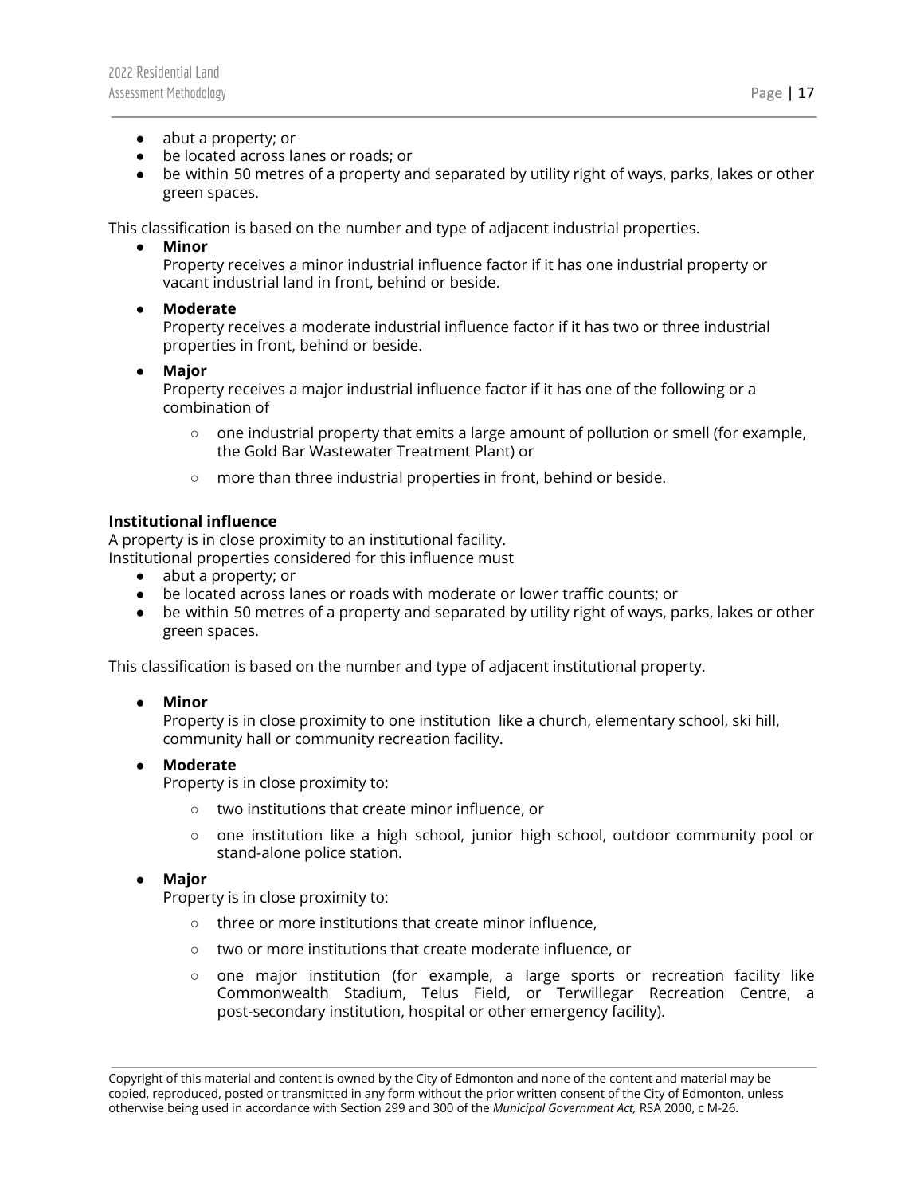- abut a property; or
- be located across lanes or roads; or
- be within 50 metres of a property and separated by utility right of ways, parks, lakes or other green spaces.

This classification is based on the number and type of adjacent industrial properties.

- **Minor**
  Property receives a minor industrial influence factor if it has one industrial property or vacant industrial land in front, behind or beside.
- **Moderate**
  Property receives a moderate industrial influence factor if it has two or three industrial properties in front, behind or beside.
- **Major**
  Property receives a major industrial influence factor if it has one of the following or a combination of
  - one industrial property that emits a large amount of pollution or smell (for example, the Gold Bar Wastewater Treatment Plant) or
  - more than three industrial properties in front, behind or beside.

**Institutional influence**

A property is in close proximity to an institutional facility.
Institutional properties considered for this influence must

- abut a property; or
- be located across lanes or roads with moderate or lower traffic counts; or
- be within 50 metres of a property and separated by utility right of ways, parks, lakes or other green spaces.

This classification is based on the number and type of adjacent institutional property.

- **Minor**
  Property is in close proximity to one institution like a church, elementary school, ski hill, community hall or community recreation facility.
- **Moderate**
  Property is in close proximity to:
  - two institutions that create minor influence, or
  - one institution like a high school, junior high school, outdoor community pool or stand-alone police station.
- **Major**
  Property is in close proximity to:
  - three or more institutions that create minor influence,
  - two or more institutions that create moderate influence, or
  - one major institution (for example, a large sports or recreation facility like Commonwealth Stadium, Telus Field, or Terwillegar Recreation Centre, a post-secondary institution, hospital or other emergency facility).

Copyright of this material and content is owned by the City of Edmonton and none of the content and material may be copied, reproduced, posted or transmitted in any form without the prior written consent of the City of Edmonton, unless otherwise being used in accordance with Section 299 and 300 of the *Municipal Government Act,* RSA 2000, c M-26.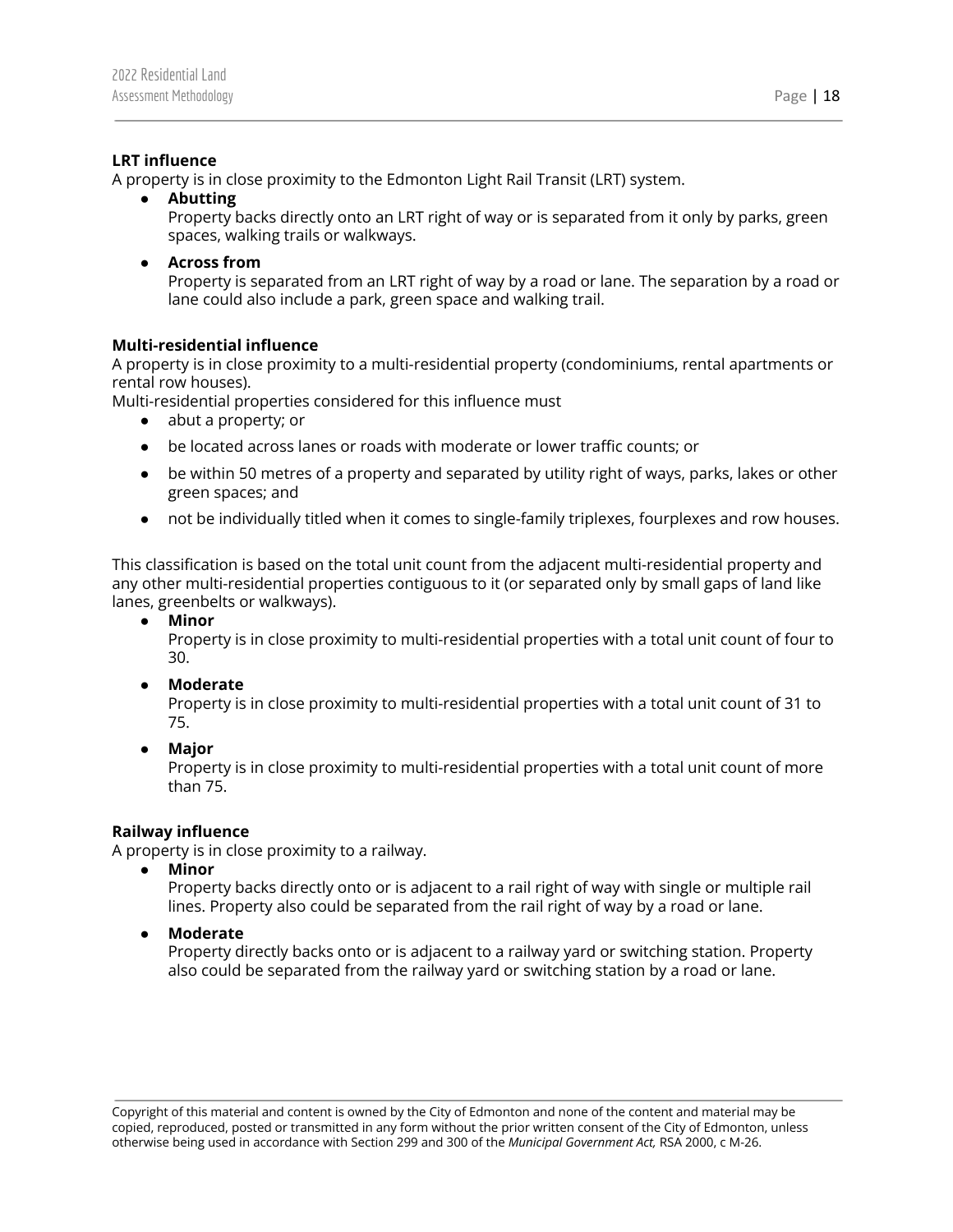**LRT influence**
A property is in close proximity to the Edmonton Light Rail Transit (LRT) system.

- **Abutting**
  Property backs directly onto an LRT right of way or is separated from it only by parks, green spaces, walking trails or walkways.

- **Across from**
  Property is separated from an LRT right of way by a road or lane. The separation by a road or lane could also include a park, green space and walking trail.

**Multi-residential influence**
A property is in close proximity to a multi-residential property (condominiums, rental apartments or rental row houses).
Multi-residential properties considered for this influence must

- abut a property; or
- be located across lanes or roads with moderate or lower traffic counts; or
- be within 50 metres of a property and separated by utility right of ways, parks, lakes or other green spaces; and
- not be individually titled when it comes to single-family triplexes, fourplexes and row houses.

This classification is based on the total unit count from the adjacent multi-residential property and any other multi-residential properties contiguous to it (or separated only by small gaps of land like lanes, greenbelts or walkways).

- **Minor**
  Property is in close proximity to multi-residential properties with a total unit count of four to 30.

- **Moderate**
  Property is in close proximity to multi-residential properties with a total unit count of 31 to 75.

- **Major**
  Property is in close proximity to multi-residential properties with a total unit count of more than 75.

**Railway influence**
A property is in close proximity to a railway.

- **Minor**
  Property backs directly onto or is adjacent to a rail right of way with single or multiple rail lines. Property also could be separated from the rail right of way by a road or lane.

- **Moderate**
  Property directly backs onto or is adjacent to a railway yard or switching station. Property also could be separated from the railway yard or switching station by a road or lane.

Copyright of this material and content is owned by the City of Edmonton and none of the content and material may be copied, reproduced, posted or transmitted in any form without the prior written consent of the City of Edmonton, unless otherwise being used in accordance with Section 299 and 300 of the *Municipal Government Act,* RSA 2000, c M-26.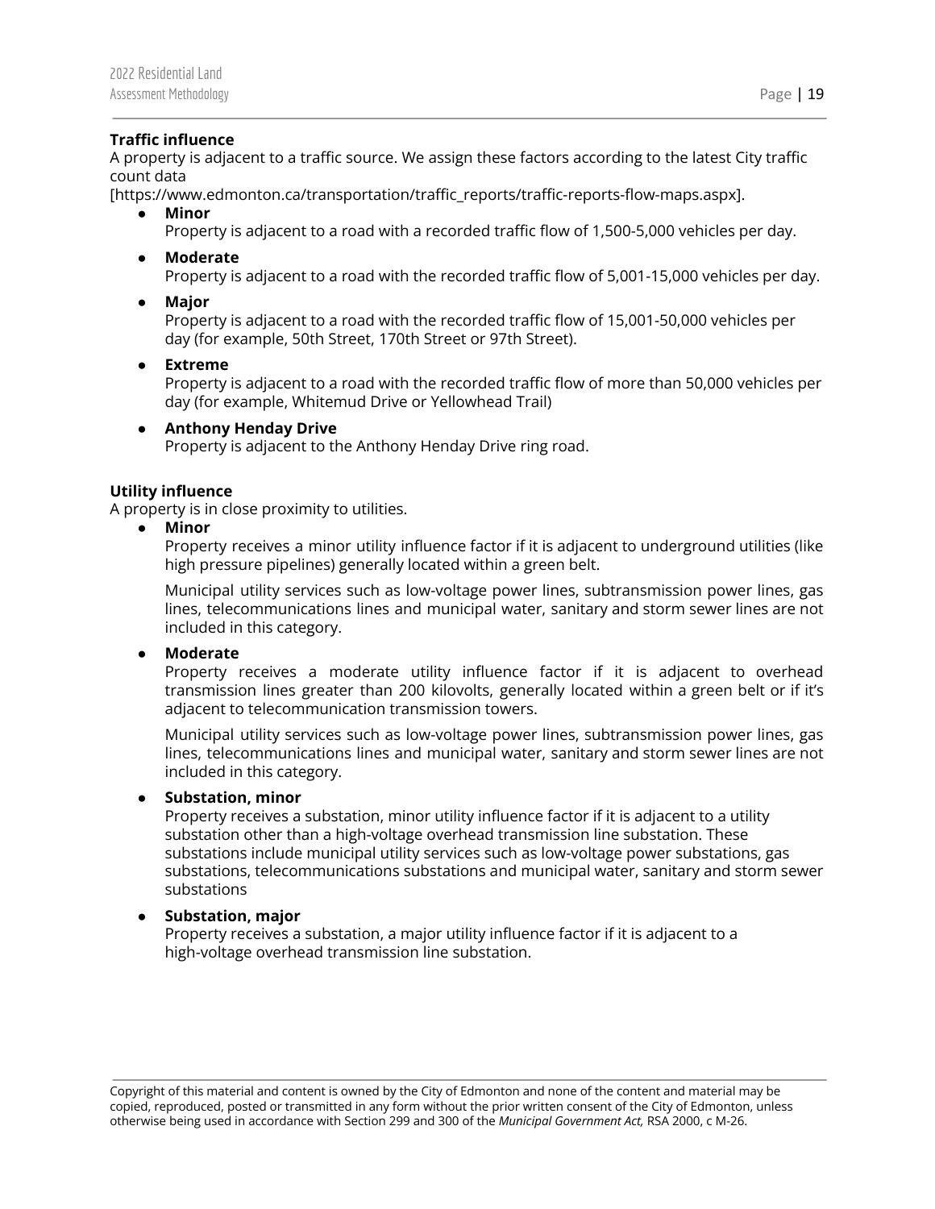**Traffic influence**

A property is adjacent to a traffic source. We assign these factors according to the latest City traffic count data [https://www.edmonton.ca/transportation/traffic_reports/traffic-reports-flow-maps.aspx].

- **Minor**
  Property is adjacent to a road with a recorded traffic flow of 1,500-5,000 vehicles per day.
- **Moderate**
  Property is adjacent to a road with the recorded traffic flow of 5,001-15,000 vehicles per day.
- **Major**
  Property is adjacent to a road with the recorded traffic flow of 15,001-50,000 vehicles per day (for example, 50th Street, 170th Street or 97th Street).
- **Extreme**
  Property is adjacent to a road with the recorded traffic flow of more than 50,000 vehicles per day (for example, Whitemud Drive or Yellowhead Trail)
- **Anthony Henday Drive**
  Property is adjacent to the Anthony Henday Drive ring road.

**Utility influence**

A property is in close proximity to utilities.

- **Minor**
  Property receives a minor utility influence factor if it is adjacent to underground utilities (like high pressure pipelines) generally located within a green belt.

  Municipal utility services such as low-voltage power lines, subtransmission power lines, gas lines, telecommunications lines and municipal water, sanitary and storm sewer lines are not included in this category.
- **Moderate**
  Property receives a moderate utility influence factor if it is adjacent to overhead transmission lines greater than 200 kilovolts, generally located within a green belt or if it's adjacent to telecommunication transmission towers.

  Municipal utility services such as low-voltage power lines, subtransmission power lines, gas lines, telecommunications lines and municipal water, sanitary and storm sewer lines are not included in this category.
- **Substation, minor**
  Property receives a substation, minor utility influence factor if it is adjacent to a utility substation other than a high-voltage overhead transmission line substation. These substations include municipal utility services such as low-voltage power substations, gas substations, telecommunications substations and municipal water, sanitary and storm sewer substations
- **Substation, major**
  Property receives a substation, a major utility influence factor if it is adjacent to a high-voltage overhead transmission line substation.

Copyright of this material and content is owned by the City of Edmonton and none of the content and material may be copied, reproduced, posted or transmitted in any form without the prior written consent of the City of Edmonton, unless otherwise being used in accordance with Section 299 and 300 of the *Municipal Government Act,* RSA 2000, c M-26.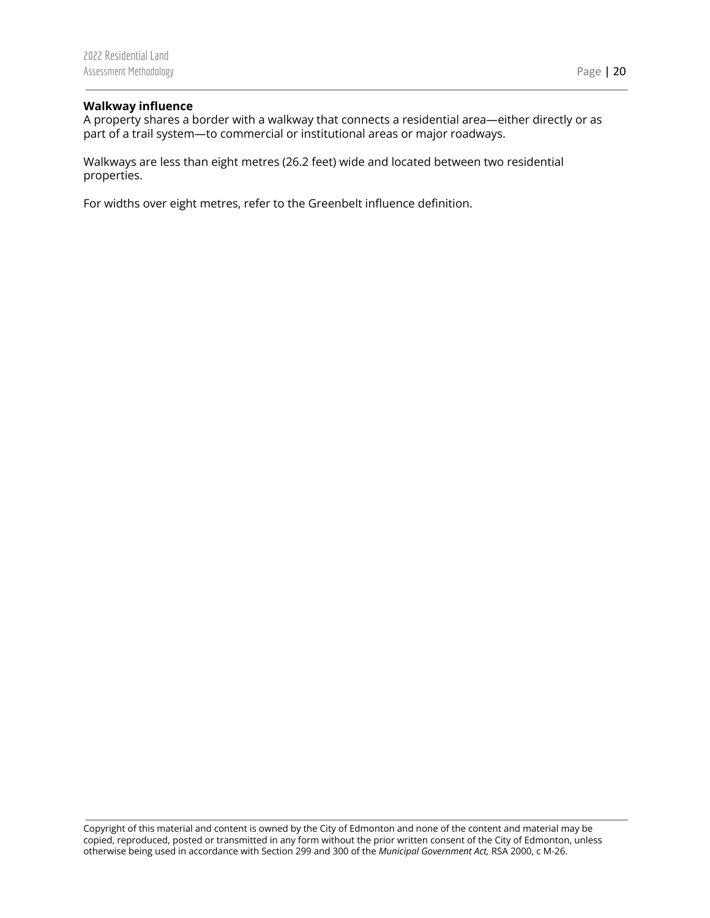**Walkway influence**

A property shares a border with a walkway that connects a residential area—either directly or as part of a trail system—to commercial or institutional areas or major roadways.

Walkways are less than eight metres (26.2 feet) wide and located between two residential properties.

For widths over eight metres, refer to the Greenbelt influence definition.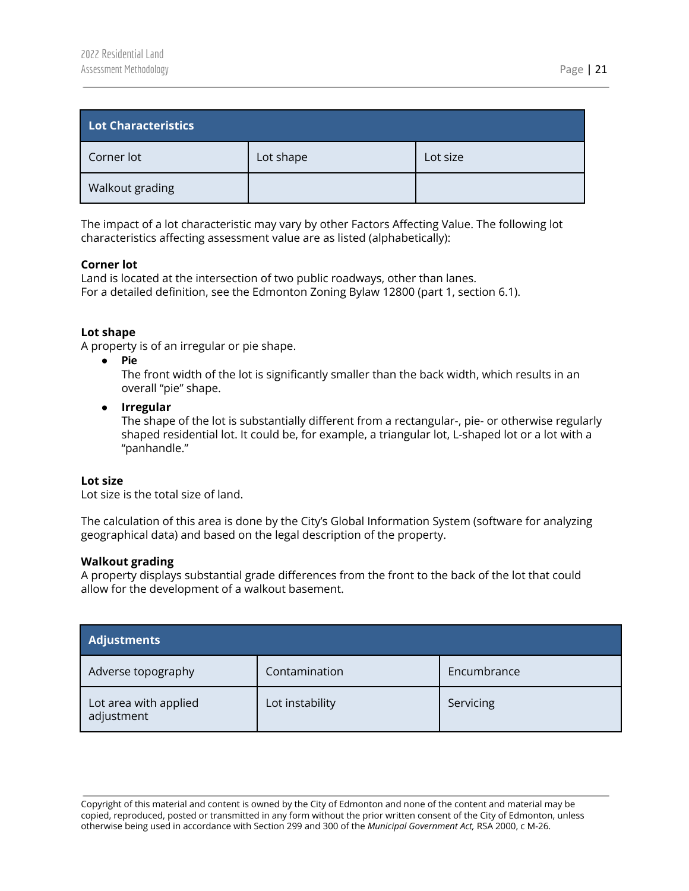| Lot Characteristics | | |
|---|---|---|
| Corner lot | Lot shape | Lot size |
| Walkout grading | | |

The impact of a lot characteristic may vary by other Factors Affecting Value. The following lot characteristics affecting assessment value are as listed (alphabetically):

**Corner lot**
Land is located at the intersection of two public roadways, other than lanes.
For a detailed definition, see the Edmonton Zoning Bylaw 12800 (part 1, section 6.1).

**Lot shape**
A property is of an irregular or pie shape.

- **Pie**
  The front width of the lot is significantly smaller than the back width, which results in an overall "pie" shape.
- **Irregular**
  The shape of the lot is substantially different from a rectangular-, pie- or otherwise regularly shaped residential lot. It could be, for example, a triangular lot, L-shaped lot or a lot with a "panhandle."

**Lot size**
Lot size is the total size of land.

The calculation of this area is done by the City's Global Information System (software for analyzing geographical data) and based on the legal description of the property.

**Walkout grading**
A property displays substantial grade differences from the front to the back of the lot that could allow for the development of a walkout basement.

| Adjustments | | |
|---|---|---|
| Adverse topography | Contamination | Encumbrance |
| Lot area with applied adjustment | Lot instability | Servicing |

Copyright of this material and content is owned by the City of Edmonton and none of the content and material may be copied, reproduced, posted or transmitted in any form without the prior written consent of the City of Edmonton, unless otherwise being used in accordance with Section 299 and 300 of the *Municipal Government Act,* RSA 2000, c M-26.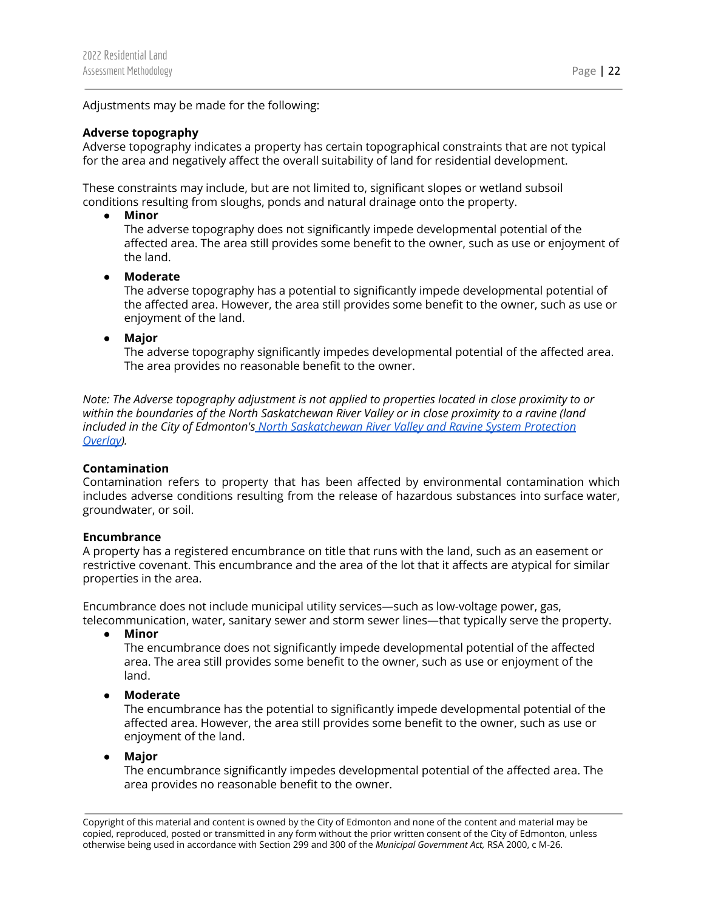Adjustments may be made for the following:

**Adverse topography**
Adverse topography indicates a property has certain topographical constraints that are not typical for the area and negatively affect the overall suitability of land for residential development.

These constraints may include, but are not limited to, significant slopes or wetland subsoil conditions resulting from sloughs, ponds and natural drainage onto the property.

- **Minor**
  The adverse topography does not significantly impede developmental potential of the affected area. The area still provides some benefit to the owner, such as use or enjoyment of the land.
- **Moderate**
  The adverse topography has a potential to significantly impede developmental potential of the affected area. However, the area still provides some benefit to the owner, such as use or enjoyment of the land.
- **Major**
  The adverse topography significantly impedes developmental potential of the affected area. The area provides no reasonable benefit to the owner.

*Note: The Adverse topography adjustment is not applied to properties located in close proximity to or within the boundaries of the North Saskatchewan River Valley or in close proximity to a ravine (land included in the City of Edmonton's North Saskatchewan River Valley and Ravine System Protection Overlay).*

**Contamination**
Contamination refers to property that has been affected by environmental contamination which includes adverse conditions resulting from the release of hazardous substances into surface water, groundwater, or soil.

**Encumbrance**
A property has a registered encumbrance on title that runs with the land, such as an easement or restrictive covenant. This encumbrance and the area of the lot that it affects are atypical for similar properties in the area.

Encumbrance does not include municipal utility services—such as low-voltage power, gas, telecommunication, water, sanitary sewer and storm sewer lines—that typically serve the property.

- **Minor**
  The encumbrance does not significantly impede developmental potential of the affected area. The area still provides some benefit to the owner, such as use or enjoyment of the land.
- **Moderate**
  The encumbrance has the potential to significantly impede developmental potential of the affected area. However, the area still provides some benefit to the owner, such as use or enjoyment of the land.
- **Major**
  The encumbrance significantly impedes developmental potential of the affected area. The area provides no reasonable benefit to the owner.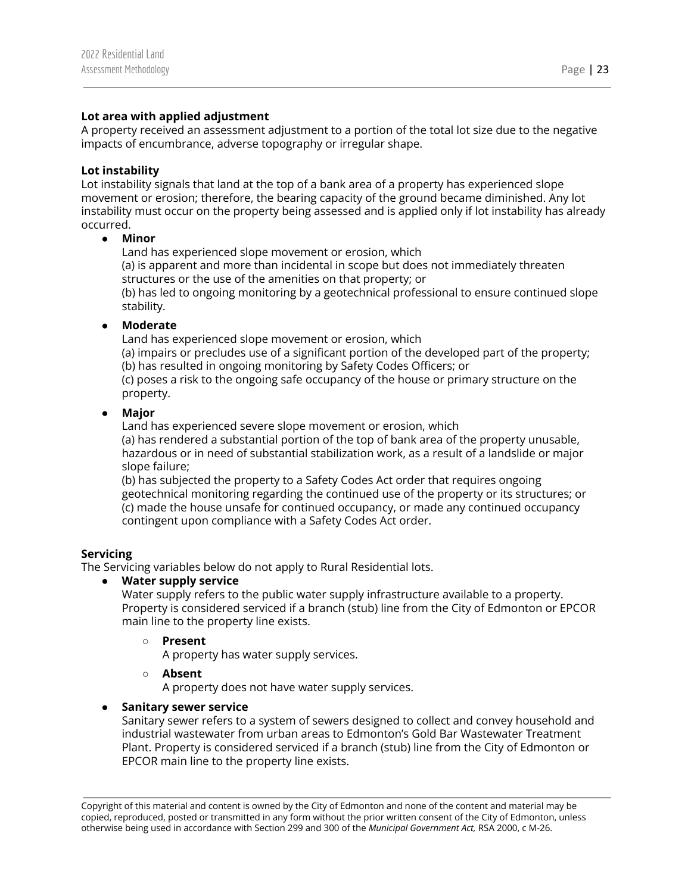**Lot area with applied adjustment**
A property received an assessment adjustment to a portion of the total lot size due to the negative impacts of encumbrance, adverse topography or irregular shape.

**Lot instability**
Lot instability signals that land at the top of a bank area of a property has experienced slope movement or erosion; therefore, the bearing capacity of the ground became diminished. Any lot instability must occur on the property being assessed and is applied only if lot instability has already occurred.

- **Minor**
  Land has experienced slope movement or erosion, which
  (a) is apparent and more than incidental in scope but does not immediately threaten structures or the use of the amenities on that property; or
  (b) has led to ongoing monitoring by a geotechnical professional to ensure continued slope stability.

- **Moderate**
  Land has experienced slope movement or erosion, which
  (a) impairs or precludes use of a significant portion of the developed part of the property;
  (b) has resulted in ongoing monitoring by Safety Codes Officers; or
  (c) poses a risk to the ongoing safe occupancy of the house or primary structure on the property.

- **Major**
  Land has experienced severe slope movement or erosion, which
  (a) has rendered a substantial portion of the top of bank area of the property unusable, hazardous or in need of substantial stabilization work, as a result of a landslide or major slope failure;
  (b) has subjected the property to a Safety Codes Act order that requires ongoing geotechnical monitoring regarding the continued use of the property or its structures; or
  (c) made the house unsafe for continued occupancy, or made any continued occupancy contingent upon compliance with a Safety Codes Act order.

**Servicing**
The Servicing variables below do not apply to Rural Residential lots.

- **Water supply service**
  Water supply refers to the public water supply infrastructure available to a property. Property is considered serviced if a branch (stub) line from the City of Edmonton or EPCOR main line to the property line exists.

  - **Present**
    A property has water supply services.

  - **Absent**
    A property does not have water supply services.

- **Sanitary sewer service**
  Sanitary sewer refers to a system of sewers designed to collect and convey household and industrial wastewater from urban areas to Edmonton's Gold Bar Wastewater Treatment Plant. Property is considered serviced if a branch (stub) line from the City of Edmonton or EPCOR main line to the property line exists.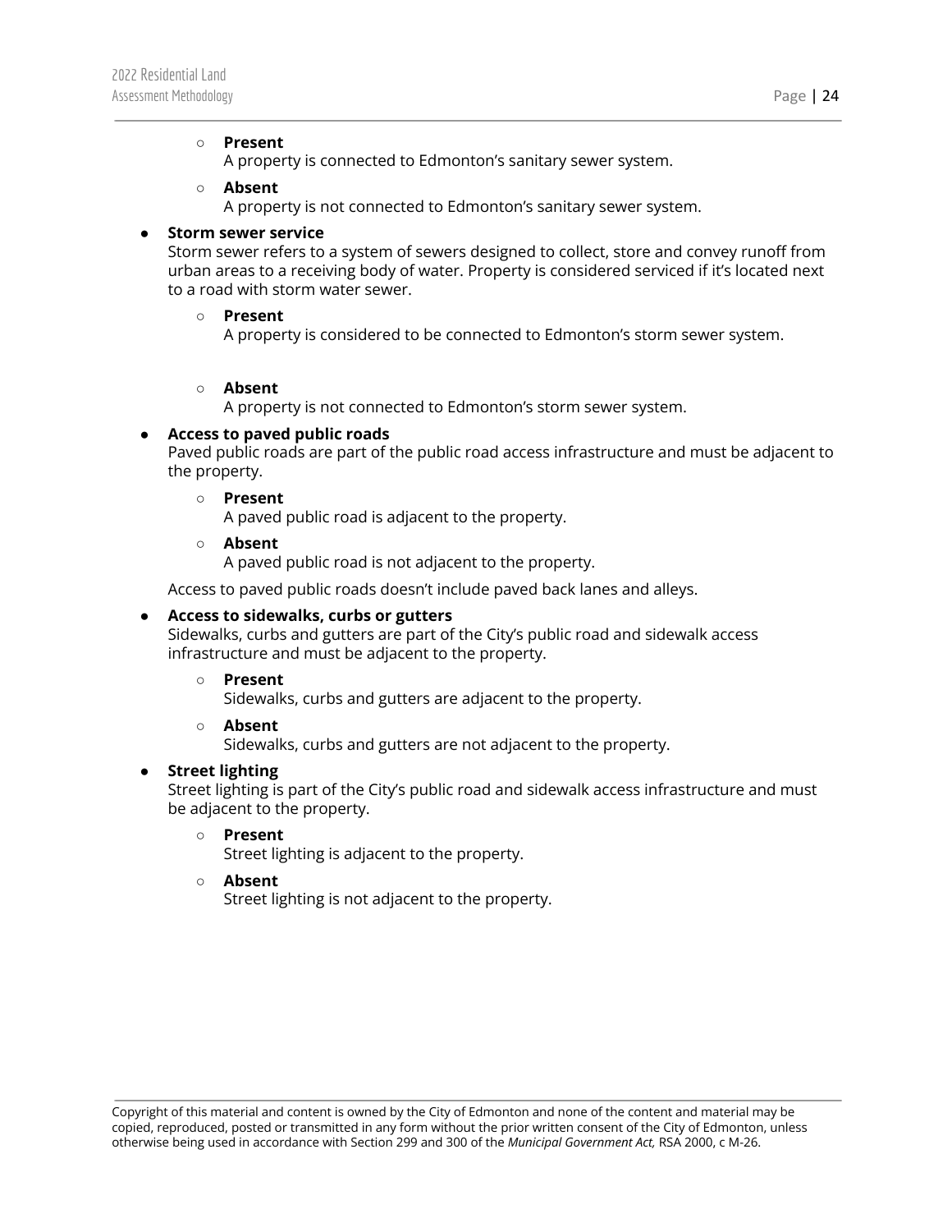- **Present**
  A property is connected to Edmonton's sanitary sewer system.
- **Absent**
  A property is not connected to Edmonton's sanitary sewer system.

- **Storm sewer service**
  Storm sewer refers to a system of sewers designed to collect, store and convey runoff from urban areas to a receiving body of water. Property is considered serviced if it's located next to a road with storm water sewer.
  - **Present**
    A property is considered to be connected to Edmonton's storm sewer system.
  - **Absent**
    A property is not connected to Edmonton's storm sewer system.
- **Access to paved public roads**
  Paved public roads are part of the public road access infrastructure and must be adjacent to the property.
  - **Present**
    A paved public road is adjacent to the property.
  - **Absent**
    A paved public road is not adjacent to the property.

  Access to paved public roads doesn't include paved back lanes and alleys.
- **Access to sidewalks, curbs or gutters**
  Sidewalks, curbs and gutters are part of the City's public road and sidewalk access infrastructure and must be adjacent to the property.
  - **Present**
    Sidewalks, curbs and gutters are adjacent to the property.
  - **Absent**
    Sidewalks, curbs and gutters are not adjacent to the property.
- **Street lighting**
  Street lighting is part of the City's public road and sidewalk access infrastructure and must be adjacent to the property.
  - **Present**
    Street lighting is adjacent to the property.
  - **Absent**
    Street lighting is not adjacent to the property.

Copyright of this material and content is owned by the City of Edmonton and none of the content and material may be copied, reproduced, posted or transmitted in any form without the prior written consent of the City of Edmonton, unless otherwise being used in accordance with Section 299 and 300 of the *Municipal Government Act,* RSA 2000, c M-26.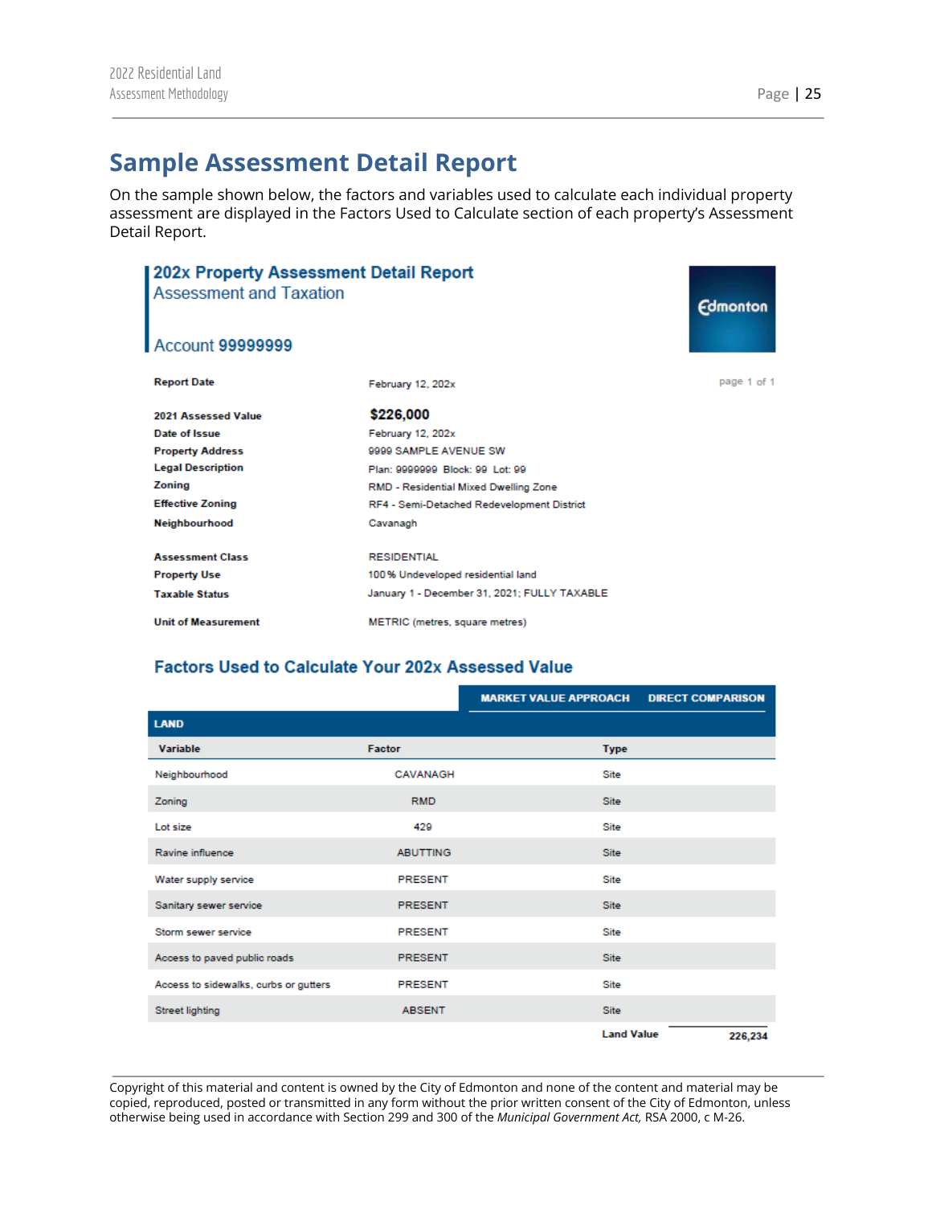# Sample Assessment Detail Report

On the sample shown below, the factors and variables used to calculate each individual property assessment are displayed in the Factors Used to Calculate section of each property's Assessment Detail Report.

## 202x Property Assessment Detail Report

Assessment and Taxation

Account 99999999

Edmonton

page 1 of 1

| | |
|---|---|
| **Report Date** | February 12, 202x |
| **2021 Assessed Value** | **$226,000** |
| **Date of Issue** | February 12, 202x |
| **Property Address** | 9999 SAMPLE AVENUE SW |
| **Legal Description** | Plan: 9999999 Block: 99 Lot: 99 |
| **Zoning** | RMD - Residential Mixed Dwelling Zone |
| **Effective Zoning** | RF4 - Semi-Detached Redevelopment District |
| **Neighbourhood** | Cavanagh |
| **Assessment Class** | RESIDENTIAL |
| **Property Use** | 100% Undeveloped residential land |
| **Taxable Status** | January 1 - December 31, 2021; FULLY TAXABLE |
| **Unit of Measurement** | METRIC (metres, square metres) |

### Factors Used to Calculate Your 202x Assessed Value

MARKET VALUE APPROACH: DIRECT COMPARISON

**LAND**

| Variable | Factor | Type |
|---|---|---|
| Neighbourhood | CAVANAGH | Site |
| Zoning | RMD | Site |
| Lot size | 429 | Site |
| Ravine influence | ABUTTING | Site |
| Water supply service | PRESENT | Site |
| Sanitary sewer service | PRESENT | Site |
| Storm sewer service | PRESENT | Site |
| Access to paved public roads | PRESENT | Site |
| Access to sidewalks, curbs or gutters | PRESENT | Site |
| Street lighting | ABSENT | Site |
| | | **Land Value** 226,234 |

Copyright of this material and content is owned by the City of Edmonton and none of the content and material may be copied, reproduced, posted or transmitted in any form without the prior written consent of the City of Edmonton, unless otherwise being used in accordance with Section 299 and 300 of the *Municipal Government Act,* RSA 2000, c M-26.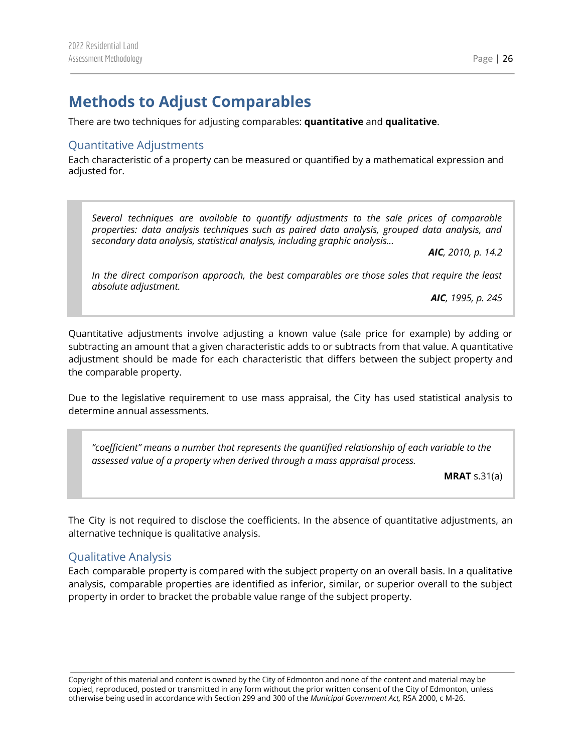# Methods to Adjust Comparables

There are two techniques for adjusting comparables: **quantitative** and **qualitative**.

## Quantitative Adjustments

Each characteristic of a property can be measured or quantified by a mathematical expression and adjusted for.

> *Several techniques are available to quantify adjustments to the sale prices of comparable properties: data analysis techniques such as paired data analysis, grouped data analysis, and secondary data analysis, statistical analysis, including graphic analysis…*
>
> ***AIC**, 2010, p. 14.2*
>
> *In the direct comparison approach, the best comparables are those sales that require the least absolute adjustment.*
>
> ***AIC**, 1995, p. 245*

Quantitative adjustments involve adjusting a known value (sale price for example) by adding or subtracting an amount that a given characteristic adds to or subtracts from that value. A quantitative adjustment should be made for each characteristic that differs between the subject property and the comparable property.

Due to the legislative requirement to use mass appraisal, the City has used statistical analysis to determine annual assessments.

> *"coefficient" means a number that represents the quantified relationship of each variable to the assessed value of a property when derived through a mass appraisal process.*
>
> **MRAT** s.31(a)

The City is not required to disclose the coefficients. In the absence of quantitative adjustments, an alternative technique is qualitative analysis.

## Qualitative Analysis

Each comparable property is compared with the subject property on an overall basis. In a qualitative analysis, comparable properties are identified as inferior, similar, or superior overall to the subject property in order to bracket the probable value range of the subject property.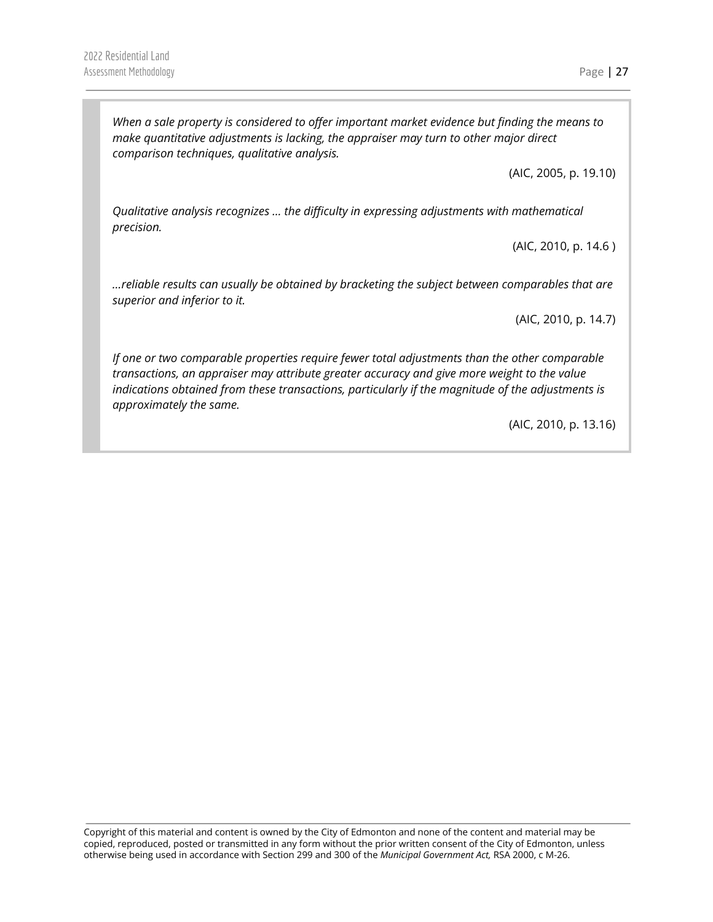*When a sale property is considered to offer important market evidence but finding the means to make quantitative adjustments is lacking, the appraiser may turn to other major direct comparison techniques, qualitative analysis.*

(AIC, 2005, p. 19.10)

*Qualitative analysis recognizes … the difficulty in expressing adjustments with mathematical precision.*

(AIC, 2010, p. 14.6 )

*…reliable results can usually be obtained by bracketing the subject between comparables that are superior and inferior to it.*

(AIC, 2010, p. 14.7)

*If one or two comparable properties require fewer total adjustments than the other comparable transactions, an appraiser may attribute greater accuracy and give more weight to the value indications obtained from these transactions, particularly if the magnitude of the adjustments is approximately the same.*

(AIC, 2010, p. 13.16)

Copyright of this material and content is owned by the City of Edmonton and none of the content and material may be copied, reproduced, posted or transmitted in any form without the prior written consent of the City of Edmonton, unless otherwise being used in accordance with Section 299 and 300 of the *Municipal Government Act,* RSA 2000, c M-26.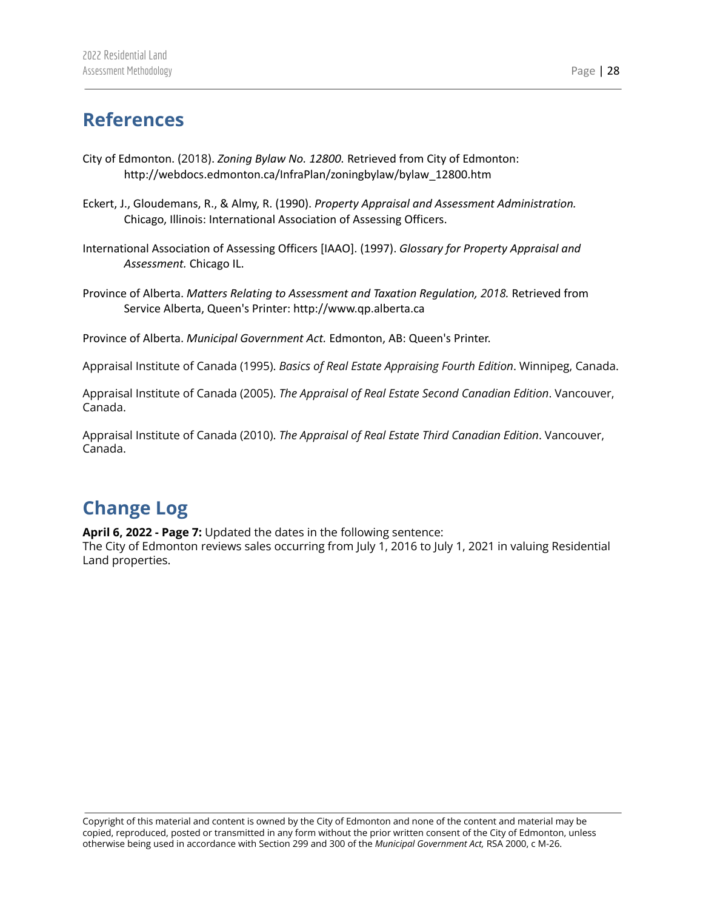## References

City of Edmonton. (2018). *Zoning Bylaw No. 12800.* Retrieved from City of Edmonton: http://webdocs.edmonton.ca/InfraPlan/zoningbylaw/bylaw_12800.htm

Eckert, J., Gloudemans, R., & Almy, R. (1990). *Property Appraisal and Assessment Administration.* Chicago, Illinois: International Association of Assessing Officers.

International Association of Assessing Officers [IAAO]. (1997). *Glossary for Property Appraisal and Assessment.* Chicago IL.

Province of Alberta. *Matters Relating to Assessment and Taxation Regulation, 2018.* Retrieved from Service Alberta, Queen's Printer: http://www.qp.alberta.ca

Province of Alberta. *Municipal Government Act.* Edmonton, AB: Queen's Printer.

Appraisal Institute of Canada (1995). *Basics of Real Estate Appraising Fourth Edition*. Winnipeg, Canada.

Appraisal Institute of Canada (2005). *The Appraisal of Real Estate Second Canadian Edition*. Vancouver, Canada.

Appraisal Institute of Canada (2010). *The Appraisal of Real Estate Third Canadian Edition*. Vancouver, Canada.

## Change Log

**April 6, 2022 - Page 7:** Updated the dates in the following sentence:
The City of Edmonton reviews sales occurring from July 1, 2016 to July 1, 2021 in valuing Residential Land properties.

Copyright of this material and content is owned by the City of Edmonton and none of the content and material may be copied, reproduced, posted or transmitted in any form without the prior written consent of the City of Edmonton, unless otherwise being used in accordance with Section 299 and 300 of the *Municipal Government Act,* RSA 2000, c M-26.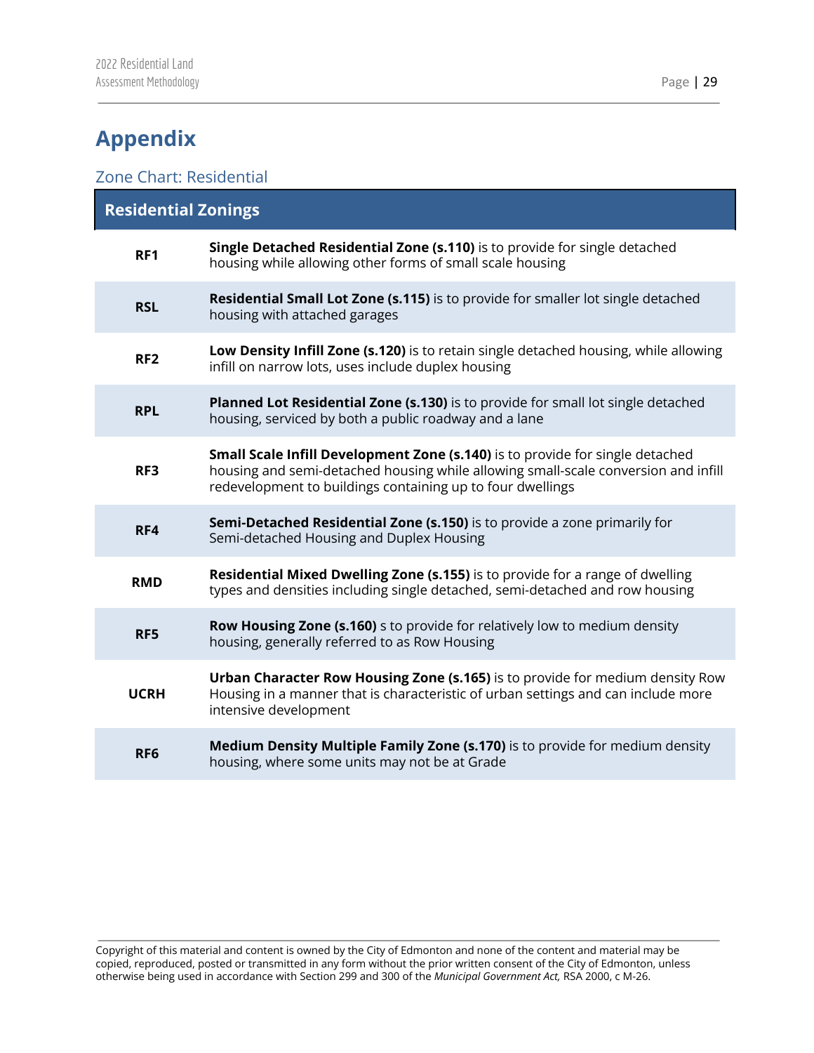# Appendix

## Zone Chart: Residential

| Residential Zonings | |
|---|---|
| **RF1** | **Single Detached Residential Zone (s.110)** is to provide for single detached housing while allowing other forms of small scale housing |
| **RSL** | **Residential Small Lot Zone (s.115)** is to provide for smaller lot single detached housing with attached garages |
| **RF2** | **Low Density Infill Zone (s.120)** is to retain single detached housing, while allowing infill on narrow lots, uses include duplex housing |
| **RPL** | **Planned Lot Residential Zone (s.130)** is to provide for small lot single detached housing, serviced by both a public roadway and a lane |
| **RF3** | **Small Scale Infill Development Zone (s.140)** is to provide for single detached housing and semi-detached housing while allowing small-scale conversion and infill redevelopment to buildings containing up to four dwellings |
| **RF4** | **Semi-Detached Residential Zone (s.150)** is to provide a zone primarily for Semi-detached Housing and Duplex Housing |
| **RMD** | **Residential Mixed Dwelling Zone (s.155)** is to provide for a range of dwelling types and densities including single detached, semi-detached and row housing |
| **RF5** | **Row Housing Zone (s.160)** s to provide for relatively low to medium density housing, generally referred to as Row Housing |
| **UCRH** | **Urban Character Row Housing Zone (s.165)** is to provide for medium density Row Housing in a manner that is characteristic of urban settings and can include more intensive development |
| **RF6** | **Medium Density Multiple Family Zone (s.170)** is to provide for medium density housing, where some units may not be at Grade |

Copyright of this material and content is owned by the City of Edmonton and none of the content and material may be copied, reproduced, posted or transmitted in any form without the prior written consent of the City of Edmonton, unless otherwise being used in accordance with Section 299 and 300 of the *Municipal Government Act,* RSA 2000, c M-26.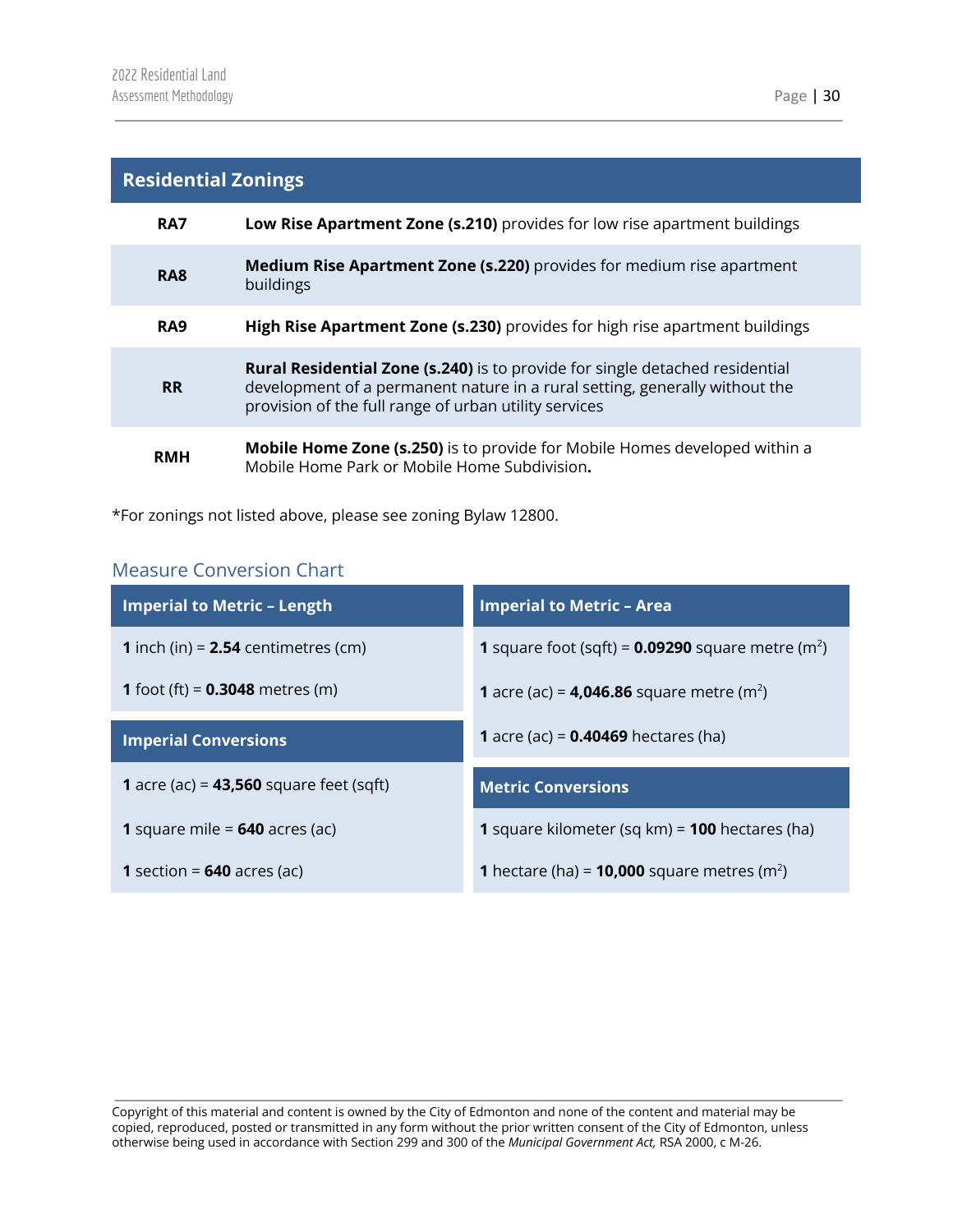## Residential Zonings

| | |
|---|---|
| **RA7** | **Low Rise Apartment Zone (s.210)** provides for low rise apartment buildings |
| **RA8** | **Medium Rise Apartment Zone (s.220)** provides for medium rise apartment buildings |
| **RA9** | **High Rise Apartment Zone (s.230)** provides for high rise apartment buildings |
| **RR** | **Rural Residential Zone (s.240)** is to provide for single detached residential development of a permanent nature in a rural setting, generally without the provision of the full range of urban utility services |
| **RMH** | **Mobile Home Zone (s.250)** is to provide for Mobile Homes developed within a Mobile Home Park or Mobile Home Subdivision**.** |

*For zonings not listed above, please see zoning Bylaw 12800.

### Measure Conversion Chart

| Imperial to Metric – Length |
|---|
| **1** inch (in) = **2.54** centimetres (cm) |
| **1** foot (ft) = **0.3048** metres (m) |

| Imperial Conversions |
|---|
| **1** acre (ac) = **43,560** square feet (sqft) |
| **1** square mile = **640** acres (ac) |
| **1** section = **640** acres (ac) |

| Imperial to Metric – Area |
|---|
| **1** square foot (sqft) = **0.09290** square metre ($m^2$) |
| **1** acre (ac) = **4,046.86** square metre ($m^2$) |
| **1** acre (ac) = **0.40469** hectares (ha) |

| Metric Conversions |
|---|
| **1** square kilometer (sq km) = **100** hectares (ha) |
| **1** hectare (ha) = **10,000** square metres ($m^2$) |

Copyright of this material and content is owned by the City of Edmonton and none of the content and material may be copied, reproduced, posted or transmitted in any form without the prior written consent of the City of Edmonton, unless otherwise being used in accordance with Section 299 and 300 of the *Municipal Government Act,* RSA 2000, c M-26.